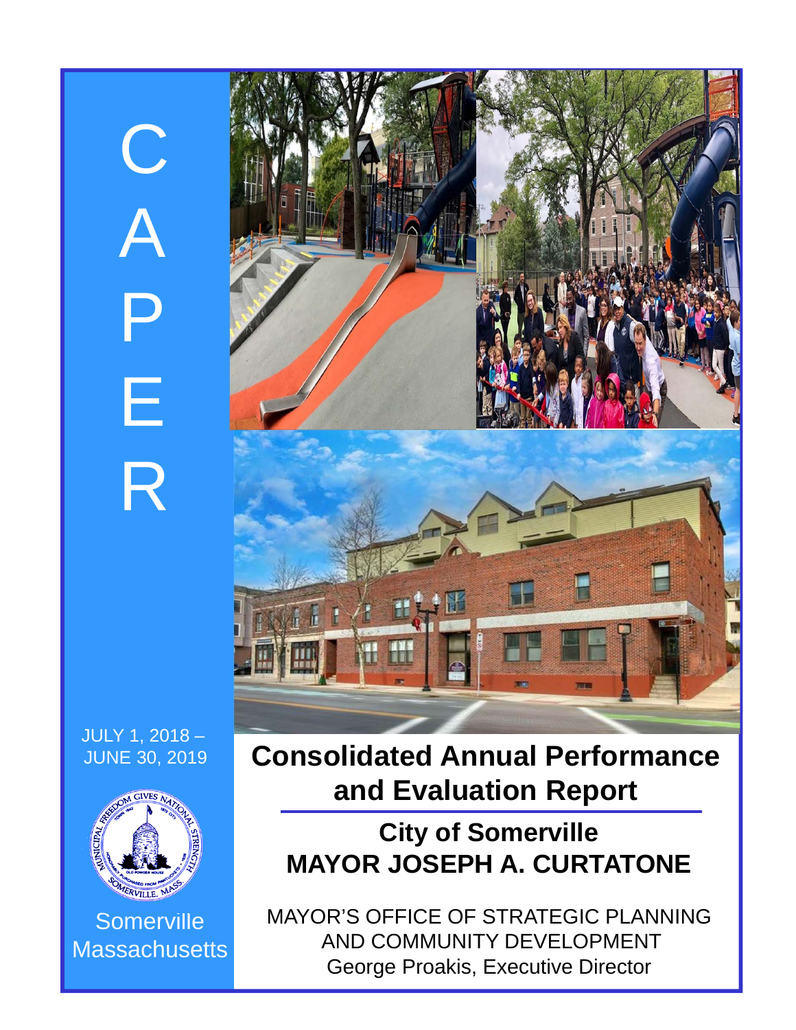C
A
P
E
R

JULY 1, 2018 – JUNE 30, 2019

Somerville Massachusetts

# Consolidated Annual Performance and Evaluation Report

## City of Somerville
## MAYOR JOSEPH A. CURTATONE

MAYOR'S OFFICE OF STRATEGIC PLANNING AND COMMUNITY DEVELOPMENT
George Proakis, Executive Director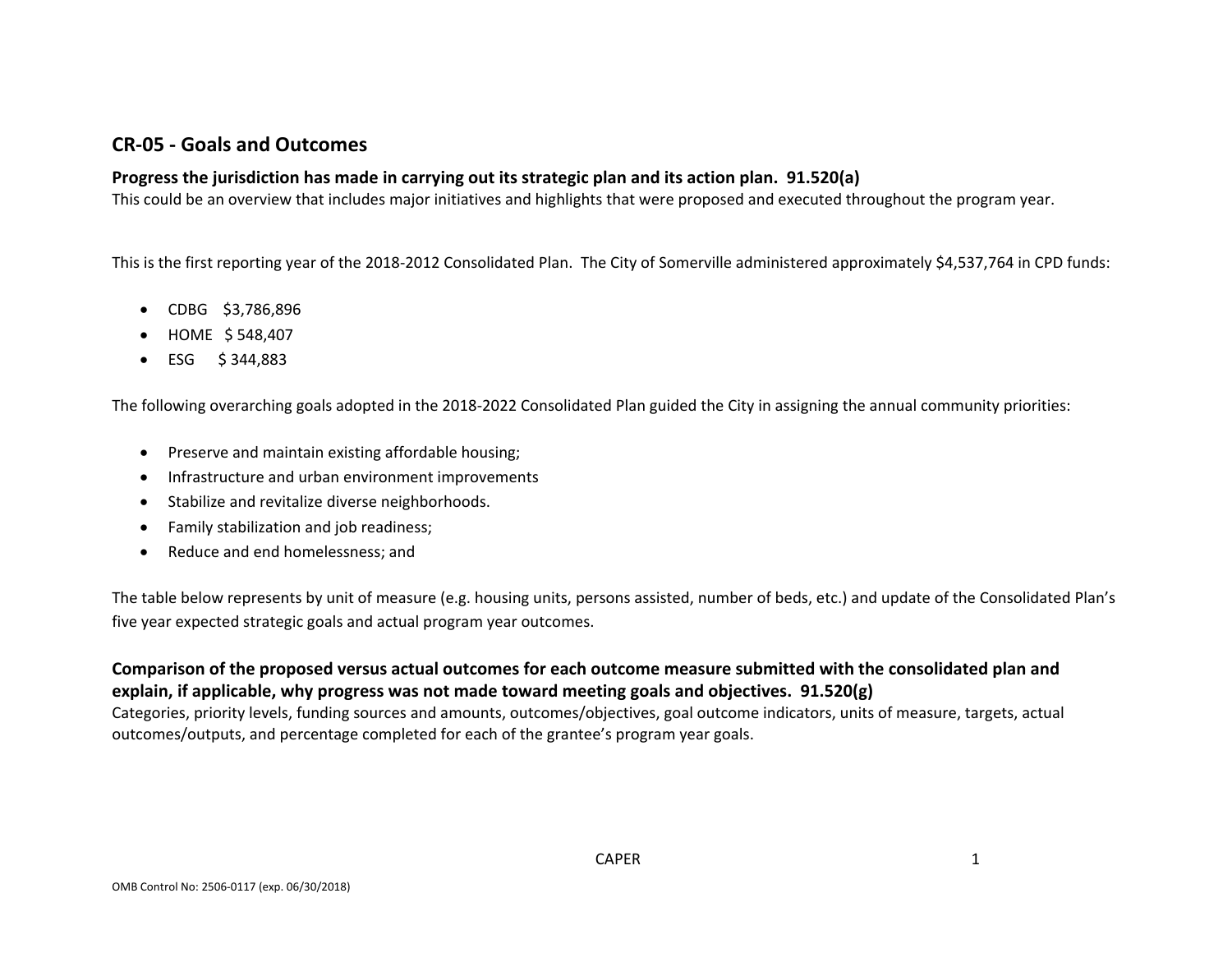## CR-05 - Goals and Outcomes

**Progress the jurisdiction has made in carrying out its strategic plan and its action plan. 91.520(a)**

This could be an overview that includes major initiatives and highlights that were proposed and executed throughout the program year.

This is the first reporting year of the 2018-2012 Consolidated Plan. The City of Somerville administered approximately $4,537,764 in CPD funds:

- CDBG $3,786,896
- HOME $ 548,407
- ESG $ 344,883

The following overarching goals adopted in the 2018-2022 Consolidated Plan guided the City in assigning the annual community priorities:

- Preserve and maintain existing affordable housing;
- Infrastructure and urban environment improvements
- Stabilize and revitalize diverse neighborhoods.
- Family stabilization and job readiness;
- Reduce and end homelessness; and

The table below represents by unit of measure (e.g. housing units, persons assisted, number of beds, etc.) and update of the Consolidated Plan's five year expected strategic goals and actual program year outcomes.

**Comparison of the proposed versus actual outcomes for each outcome measure submitted with the consolidated plan and explain, if applicable, why progress was not made toward meeting goals and objectives. 91.520(g)**

Categories, priority levels, funding sources and amounts, outcomes/objectives, goal outcome indicators, units of measure, targets, actual outcomes/outputs, and percentage completed for each of the grantee's program year goals.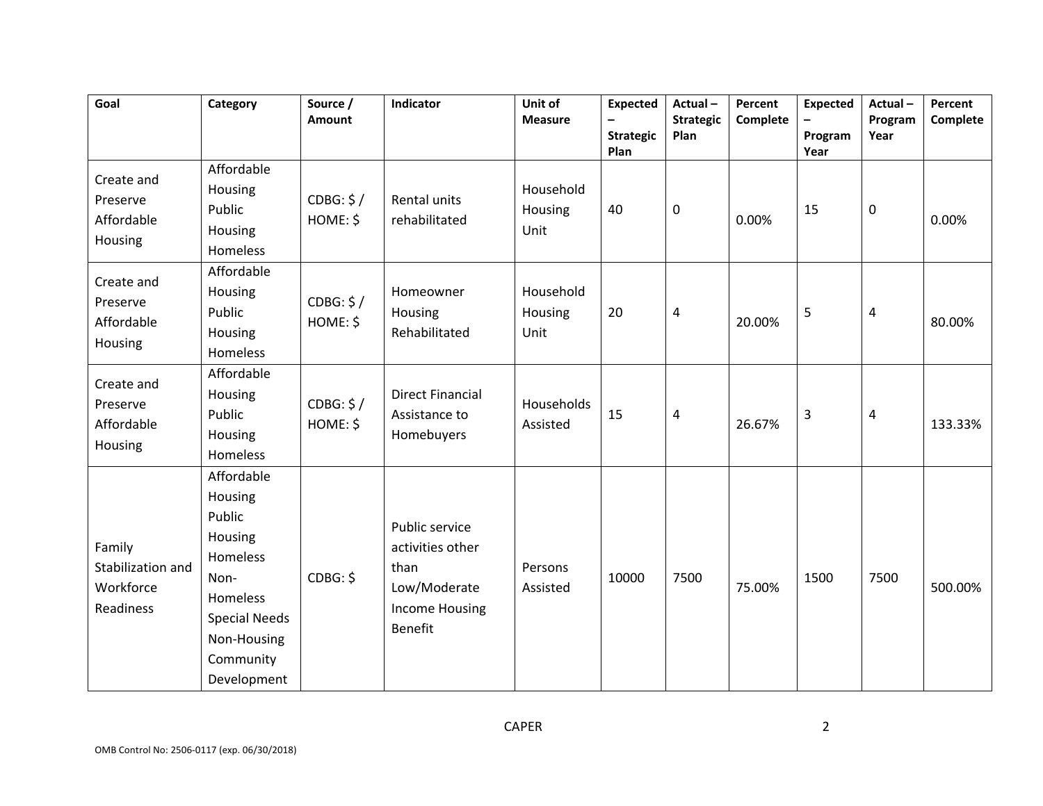| Goal | Category | Source / Amount | Indicator | Unit of Measure | Expected – Strategic Plan | Actual – Strategic Plan | Percent Complete | Expected – Program Year | Actual – Program Year | Percent Complete |
|---|---|---|---|---|---|---|---|---|---|---|
| Create and Preserve Affordable Housing | Affordable Housing Public Housing Homeless | CDBG: $ / HOME: $ | Rental units rehabilitated | Household Housing Unit | 40 | 0 | 0.00% | 15 | 0 | 0.00% |
| Create and Preserve Affordable Housing | Affordable Housing Public Housing Homeless | CDBG: $ / HOME: $ | Homeowner Housing Rehabilitated | Household Housing Unit | 20 | 4 | 20.00% | 5 | 4 | 80.00% |
| Create and Preserve Affordable Housing | Affordable Housing Public Housing Homeless | CDBG: $ / HOME: $ | Direct Financial Assistance to Homebuyers | Households Assisted | 15 | 4 | 26.67% | 3 | 4 | 133.33% |
| Family Stabilization and Workforce Readiness | Affordable Housing Public Housing Homeless Non-Homeless Special Needs Non-Housing Community Development | CDBG: $ | Public service activities other than Low/Moderate Income Housing Benefit | Persons Assisted | 10000 | 7500 | 75.00% | 1500 | 7500 | 500.00% |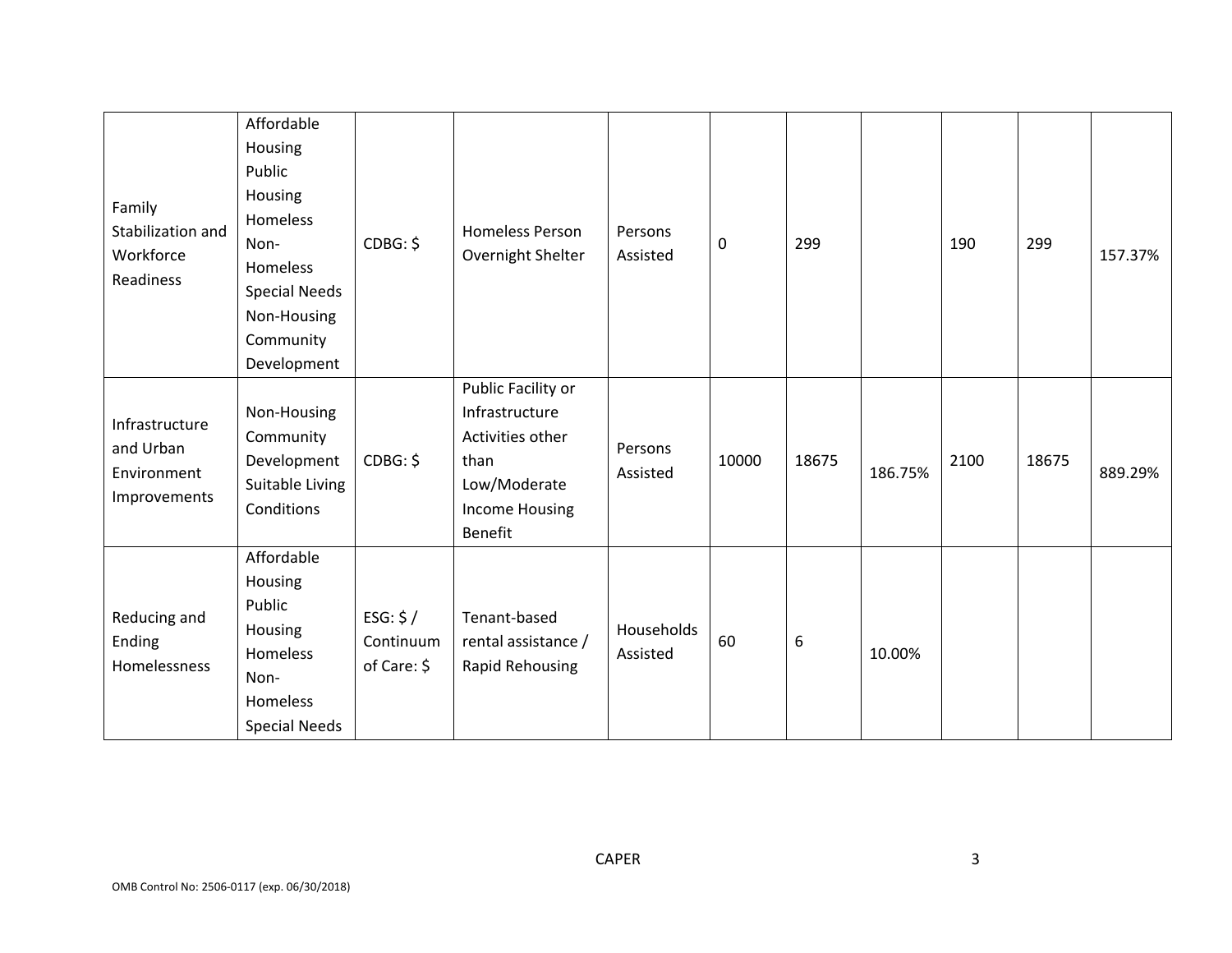| | | | | | | | | | | |
|---|---|---|---|---|---|---|---|---|---|---|
| Family Stabilization and Workforce Readiness | Affordable Housing Public Housing Homeless Non-Homeless Special Needs Non-Housing Community Development | CDBG: $ | Homeless Person Overnight Shelter | Persons Assisted | 0 | 299 | | 190 | 299 | 157.37% |
| Infrastructure and Urban Environment Improvements | Non-Housing Community Development Suitable Living Conditions | CDBG: $ | Public Facility or Infrastructure Activities other than Low/Moderate Income Housing Benefit | Persons Assisted | 10000 | 18675 | 186.75% | 2100 | 18675 | 889.29% |
| Reducing and Ending Homelessness | Affordable Housing Public Housing Homeless Non-Homeless Special Needs | ESG: $ / Continuum of Care: $ | Tenant-based rental assistance / Rapid Rehousing | Households Assisted | 60 | 6 | 10.00% | | | |

OMB Control No: 2506-0117 (exp. 06/30/2018)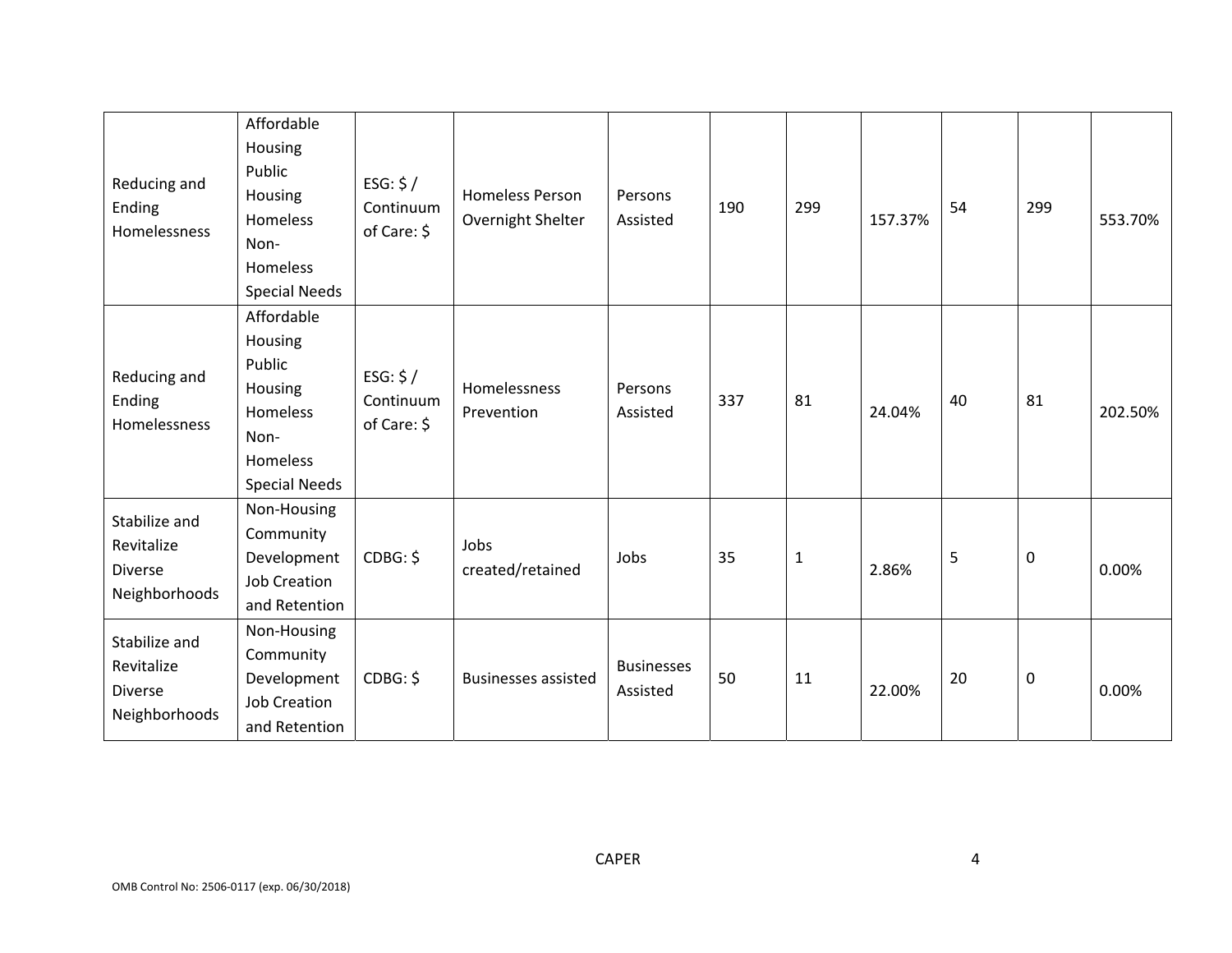| | | | | | | | | | | |
|---|---|---|---|---|---|---|---|---|---|---|
| Reducing and Ending Homelessness | Affordable Housing Public Housing Homeless Non-Homeless Special Needs | ESG: $ / Continuum of Care: $ | Homeless Person Overnight Shelter | Persons Assisted | 190 | 299 | 157.37% | 54 | 299 | 553.70% |
| Reducing and Ending Homelessness | Affordable Housing Public Housing Homeless Non-Homeless Special Needs | ESG: $ / Continuum of Care: $ | Homelessness Prevention | Persons Assisted | 337 | 81 | 24.04% | 40 | 81 | 202.50% |
| Stabilize and Revitalize Diverse Neighborhoods | Non-Housing Community Development Job Creation and Retention | CDBG: $ | Jobs created/retained | Jobs | 35 | 1 | 2.86% | 5 | 0 | 0.00% |
| Stabilize and Revitalize Diverse Neighborhoods | Non-Housing Community Development Job Creation and Retention | CDBG: $ | Businesses assisted | Businesses Assisted | 50 | 11 | 22.00% | 20 | 0 | 0.00% |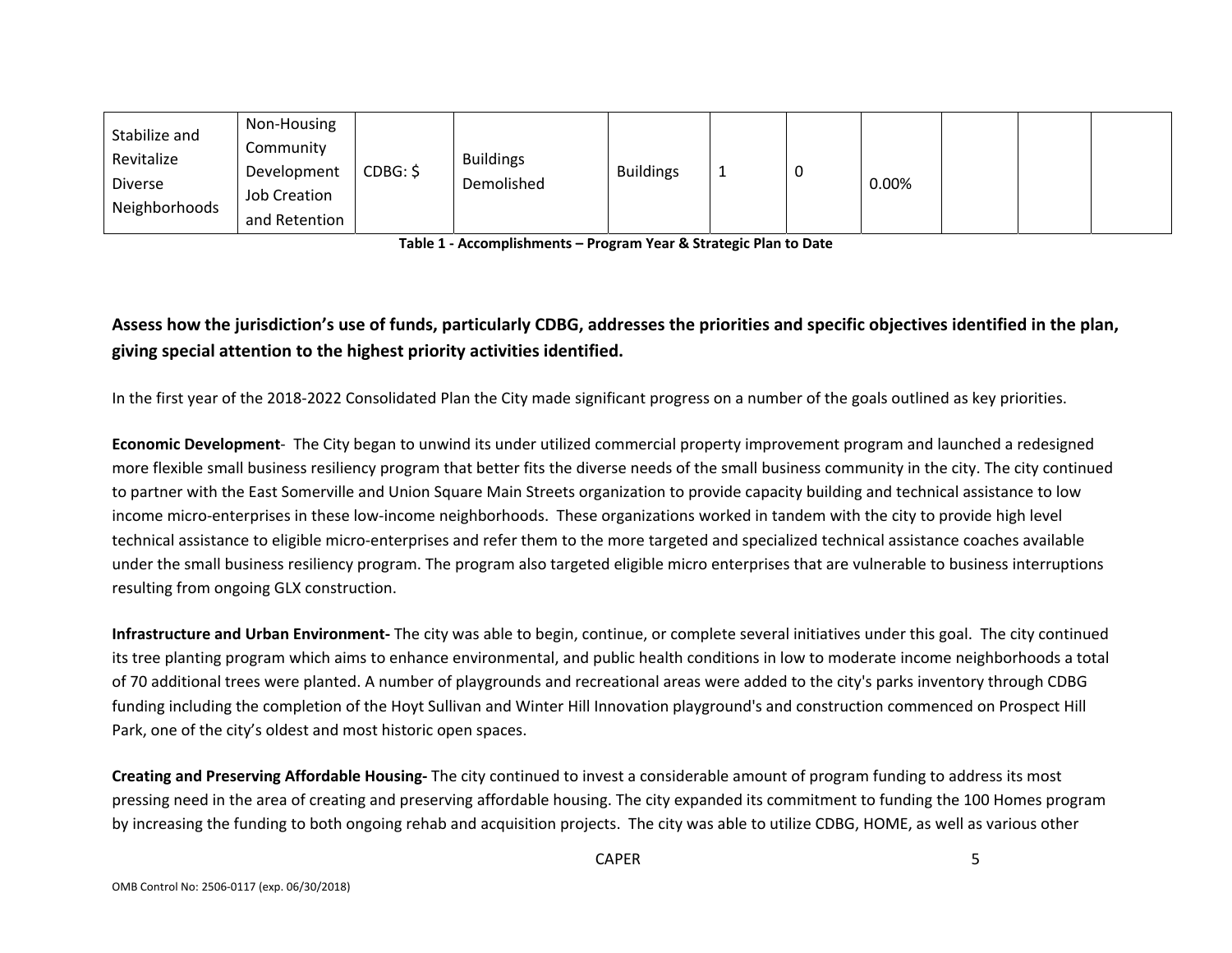| | | | | | | | | | | |
|---|---|---|---|---|---|---|---|---|---|---|
| Stabilize and Revitalize Diverse Neighborhoods | Non-Housing Community Development Job Creation and Retention | CDBG: $ | Buildings Demolished | Buildings | 1 | 0 | 0.00% | | | |

**Table 1 - Accomplishments – Program Year & Strategic Plan to Date**

## Assess how the jurisdiction's use of funds, particularly CDBG, addresses the priorities and specific objectives identified in the plan, giving special attention to the highest priority activities identified.

In the first year of the 2018-2022 Consolidated Plan the City made significant progress on a number of the goals outlined as key priorities.

**Economic Development**- The City began to unwind its under utilized commercial property improvement program and launched a redesigned more flexible small business resiliency program that better fits the diverse needs of the small business community in the city. The city continued to partner with the East Somerville and Union Square Main Streets organization to provide capacity building and technical assistance to low income micro-enterprises in these low-income neighborhoods. These organizations worked in tandem with the city to provide high level technical assistance to eligible micro-enterprises and refer them to the more targeted and specialized technical assistance coaches available under the small business resiliency program. The program also targeted eligible micro enterprises that are vulnerable to business interruptions resulting from ongoing GLX construction.

**Infrastructure and Urban Environment-** The city was able to begin, continue, or complete several initiatives under this goal. The city continued its tree planting program which aims to enhance environmental, and public health conditions in low to moderate income neighborhoods a total of 70 additional trees were planted. A number of playgrounds and recreational areas were added to the city's parks inventory through CDBG funding including the completion of the Hoyt Sullivan and Winter Hill Innovation playground's and construction commenced on Prospect Hill Park, one of the city's oldest and most historic open spaces.

**Creating and Preserving Affordable Housing-** The city continued to invest a considerable amount of program funding to address its most pressing need in the area of creating and preserving affordable housing. The city expanded its commitment to funding the 100 Homes program by increasing the funding to both ongoing rehab and acquisition projects. The city was able to utilize CDBG, HOME, as well as various other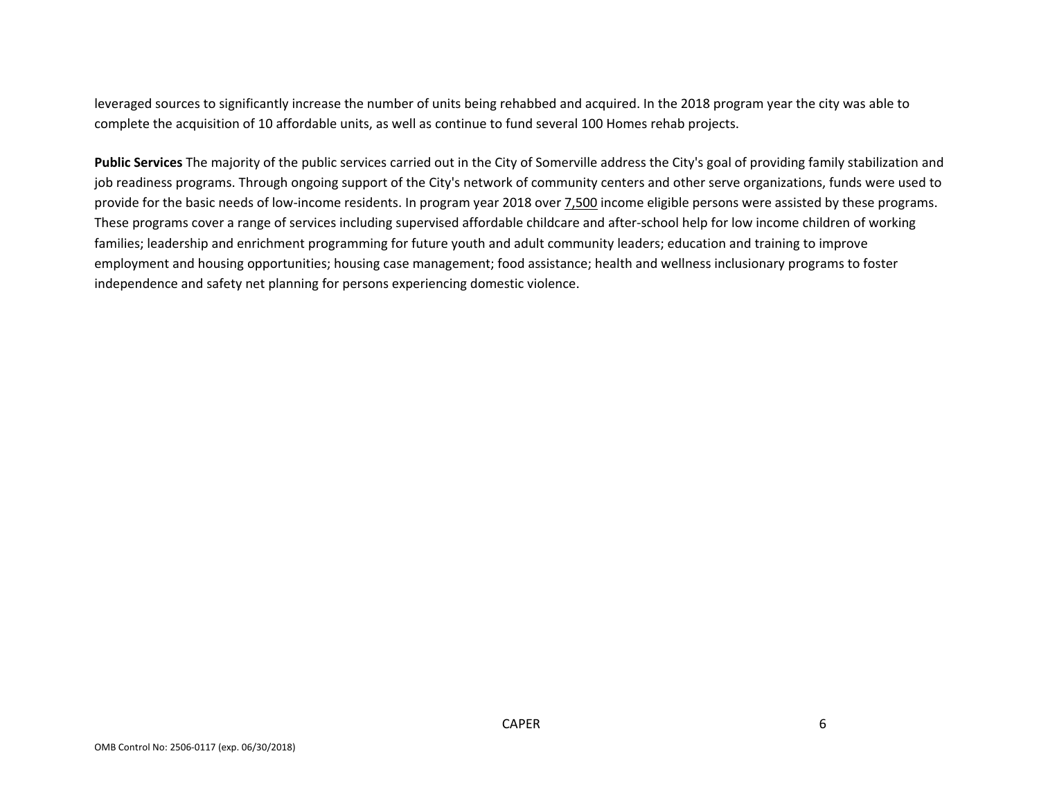leveraged sources to significantly increase the number of units being rehabbed and acquired. In the 2018 program year the city was able to complete the acquisition of 10 affordable units, as well as continue to fund several 100 Homes rehab projects.

**Public Services** The majority of the public services carried out in the City of Somerville address the City's goal of providing family stabilization and job readiness programs. Through ongoing support of the City's network of community centers and other serve organizations, funds were used to provide for the basic needs of low-income residents. In program year 2018 over 7,500 income eligible persons were assisted by these programs. These programs cover a range of services including supervised affordable childcare and after-school help for low income children of working families; leadership and enrichment programming for future youth and adult community leaders; education and training to improve employment and housing opportunities; housing case management; food assistance; health and wellness inclusionary programs to foster independence and safety net planning for persons experiencing domestic violence.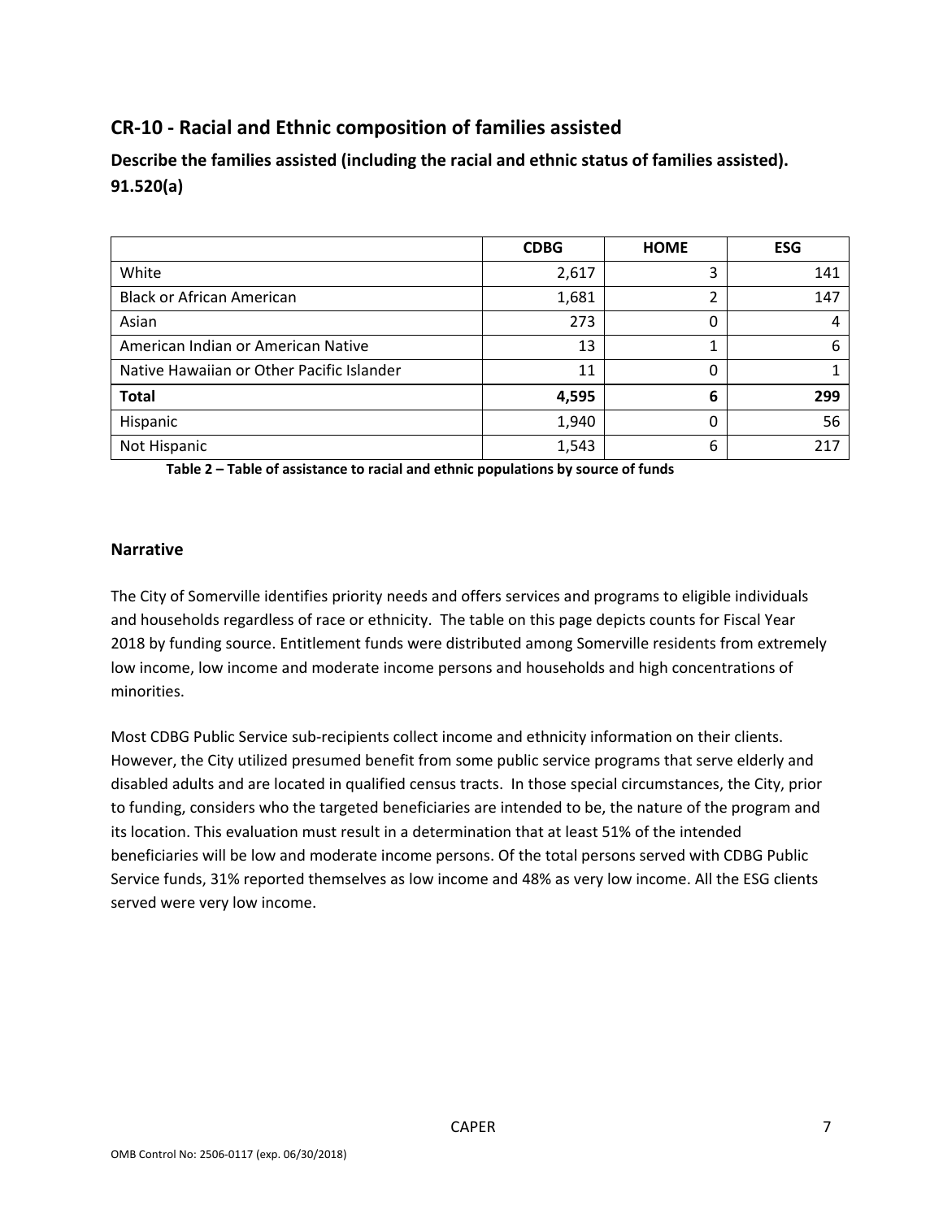## CR-10 - Racial and Ethnic composition of families assisted

### Describe the families assisted (including the racial and ethnic status of families assisted). 91.520(a)

| | CDBG | HOME | ESG |
|---|---|---|---|
| White | 2,617 | 3 | 141 |
| Black or African American | 1,681 | 2 | 147 |
| Asian | 273 | 0 | 4 |
| American Indian or American Native | 13 | 1 | 6 |
| Native Hawaiian or Other Pacific Islander | 11 | 0 | 1 |
| **Total** | **4,595** | **6** | **299** |
| Hispanic | 1,940 | 0 | 56 |
| Not Hispanic | 1,543 | 6 | 217 |

**Table 2 – Table of assistance to racial and ethnic populations by source of funds**

### Narrative

The City of Somerville identifies priority needs and offers services and programs to eligible individuals and households regardless of race or ethnicity. The table on this page depicts counts for Fiscal Year 2018 by funding source. Entitlement funds were distributed among Somerville residents from extremely low income, low income and moderate income persons and households and high concentrations of minorities.

Most CDBG Public Service sub-recipients collect income and ethnicity information on their clients. However, the City utilized presumed benefit from some public service programs that serve elderly and disabled adults and are located in qualified census tracts. In those special circumstances, the City, prior to funding, considers who the targeted beneficiaries are intended to be, the nature of the program and its location. This evaluation must result in a determination that at least 51% of the intended beneficiaries will be low and moderate income persons. Of the total persons served with CDBG Public Service funds, 31% reported themselves as low income and 48% as very low income. All the ESG clients served were very low income.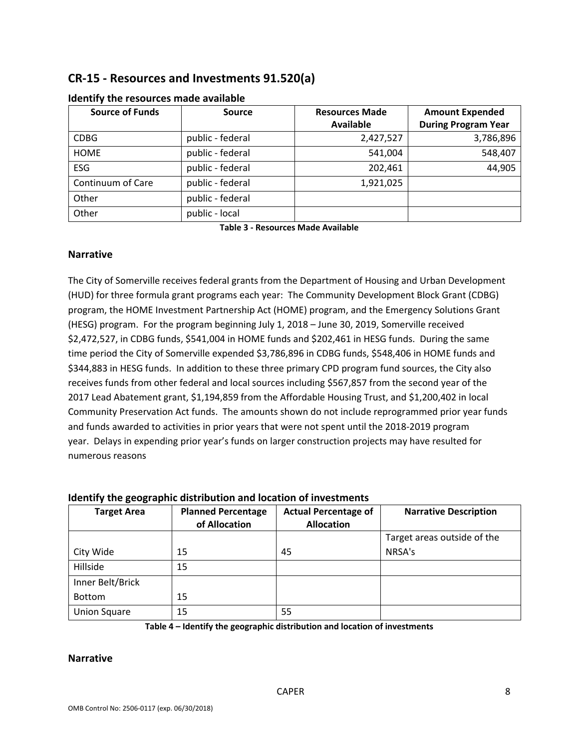## CR-15 - Resources and Investments 91.520(a)

### Identify the resources made available

| Source of Funds | Source | Resources Made Available | Amount Expended During Program Year |
|---|---|---|---|
| CDBG | public - federal | 2,427,527 | 3,786,896 |
| HOME | public - federal | 541,004 | 548,407 |
| ESG | public - federal | 202,461 | 44,905 |
| Continuum of Care | public - federal | 1,921,025 | |
| Other | public - federal | | |
| Other | public - local | | |

**Table 3 - Resources Made Available**

### Narrative

The City of Somerville receives federal grants from the Department of Housing and Urban Development (HUD) for three formula grant programs each year: The Community Development Block Grant (CDBG) program, the HOME Investment Partnership Act (HOME) program, and the Emergency Solutions Grant (HESG) program. For the program beginning July 1, 2018 – June 30, 2019, Somerville received $2,472,527, in CDBG funds, $541,004 in HOME funds and $202,461 in HESG funds. During the same time period the City of Somerville expended $3,786,896 in CDBG funds, $548,406 in HOME funds and $344,883 in HESG funds. In addition to these three primary CPD program fund sources, the City also receives funds from other federal and local sources including $567,857 from the second year of the 2017 Lead Abatement grant, $1,194,859 from the Affordable Housing Trust, and $1,200,402 in local Community Preservation Act funds. The amounts shown do not include reprogrammed prior year funds and funds awarded to activities in prior years that were not spent until the 2018-2019 program year. Delays in expending prior year's funds on larger construction projects may have resulted for numerous reasons

### Identify the geographic distribution and location of investments

| Target Area | Planned Percentage of Allocation | Actual Percentage of Allocation | Narrative Description |
|---|---|---|---|
| City Wide | 15 | 45 | Target areas outside of the NRSA's |
| Hillside | 15 | | |
| Inner Belt/Brick Bottom | 15 | | |
| Union Square | 15 | 55 | |

**Table 4 – Identify the geographic distribution and location of investments**

### Narrative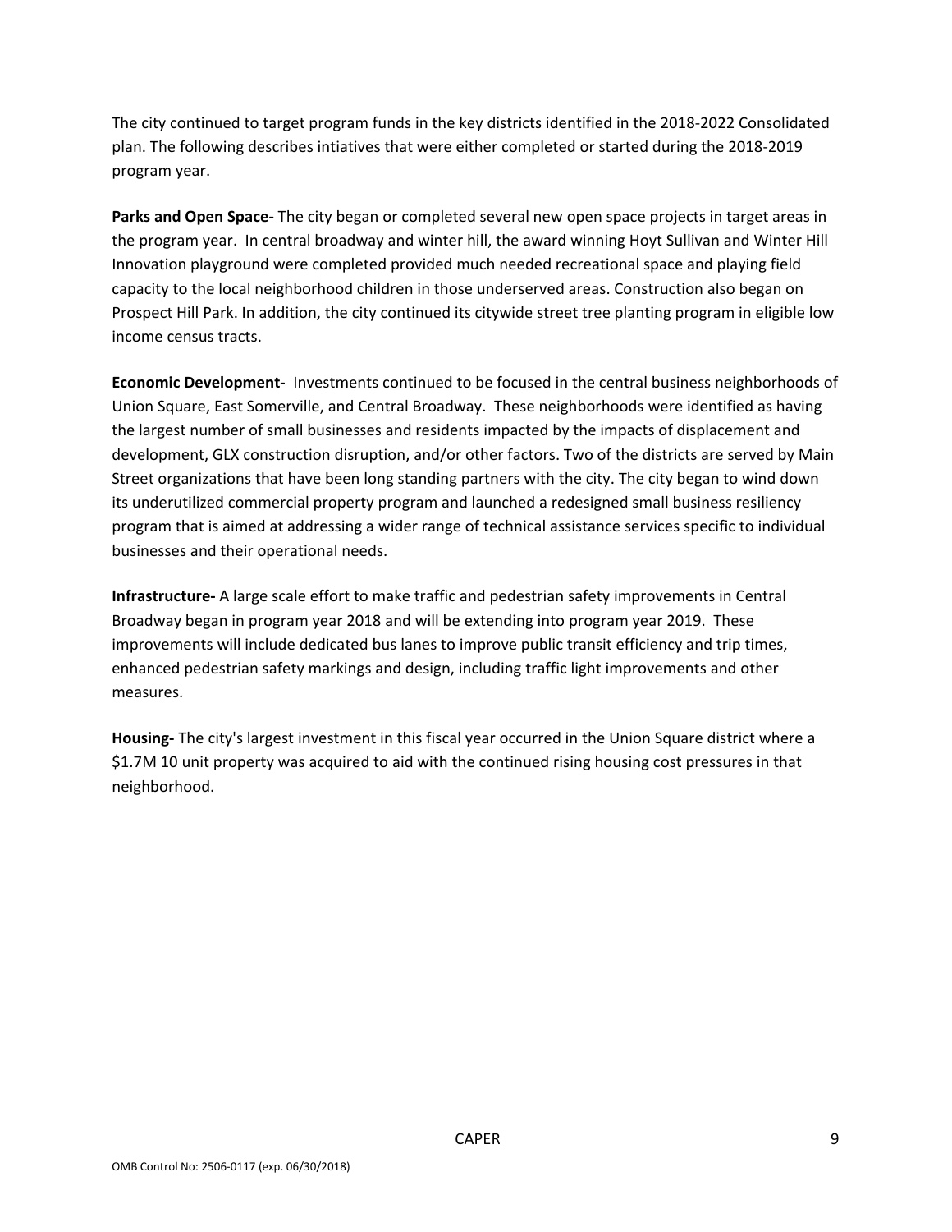The city continued to target program funds in the key districts identified in the 2018-2022 Consolidated plan. The following describes intiatives that were either completed or started during the 2018-2019 program year.

**Parks and Open Space-** The city began or completed several new open space projects in target areas in the program year. In central broadway and winter hill, the award winning Hoyt Sullivan and Winter Hill Innovation playground were completed provided much needed recreational space and playing field capacity to the local neighborhood children in those underserved areas. Construction also began on Prospect Hill Park. In addition, the city continued its citywide street tree planting program in eligible low income census tracts.

**Economic Development-** Investments continued to be focused in the central business neighborhoods of Union Square, East Somerville, and Central Broadway. These neighborhoods were identified as having the largest number of small businesses and residents impacted by the impacts of displacement and development, GLX construction disruption, and/or other factors. Two of the districts are served by Main Street organizations that have been long standing partners with the city. The city began to wind down its underutilized commercial property program and launched a redesigned small business resiliency program that is aimed at addressing a wider range of technical assistance services specific to individual businesses and their operational needs.

**Infrastructure-** A large scale effort to make traffic and pedestrian safety improvements in Central Broadway began in program year 2018 and will be extending into program year 2019. These improvements will include dedicated bus lanes to improve public transit efficiency and trip times, enhanced pedestrian safety markings and design, including traffic light improvements and other measures.

**Housing-** The city's largest investment in this fiscal year occurred in the Union Square district where a $1.7M 10 unit property was acquired to aid with the continued rising housing cost pressures in that neighborhood.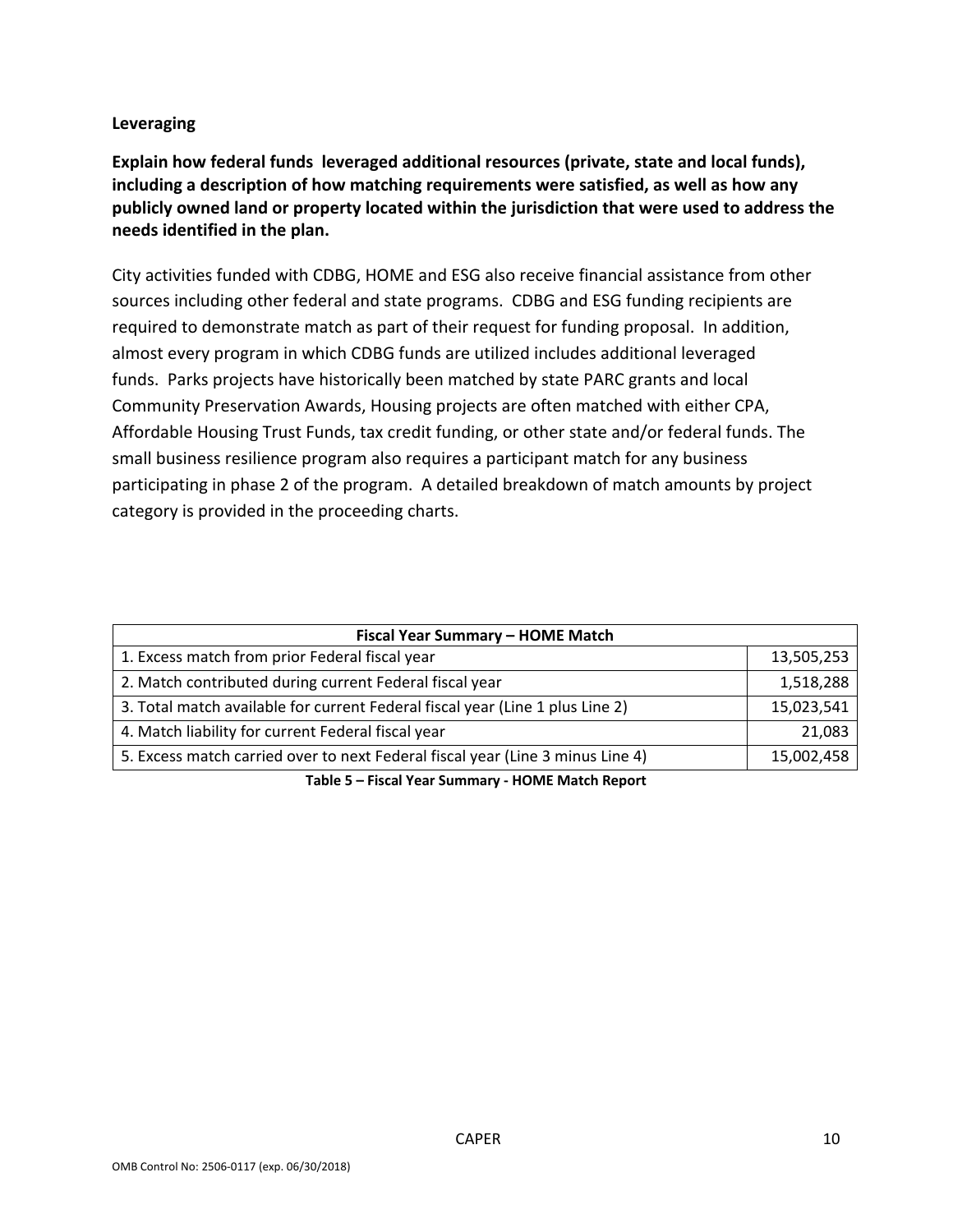## Leveraging

**Explain how federal funds leveraged additional resources (private, state and local funds), including a description of how matching requirements were satisfied, as well as how any publicly owned land or property located within the jurisdiction that were used to address the needs identified in the plan.**

City activities funded with CDBG, HOME and ESG also receive financial assistance from other sources including other federal and state programs. CDBG and ESG funding recipients are required to demonstrate match as part of their request for funding proposal. In addition, almost every program in which CDBG funds are utilized includes additional leveraged funds. Parks projects have historically been matched by state PARC grants and local Community Preservation Awards, Housing projects are often matched with either CPA, Affordable Housing Trust Funds, tax credit funding, or other state and/or federal funds. The small business resilience program also requires a participant match for any business participating in phase 2 of the program. A detailed breakdown of match amounts by project category is provided in the proceeding charts.

| Fiscal Year Summary – HOME Match | |
|---|---|
| 1. Excess match from prior Federal fiscal year | 13,505,253 |
| 2. Match contributed during current Federal fiscal year | 1,518,288 |
| 3. Total match available for current Federal fiscal year (Line 1 plus Line 2) | 15,023,541 |
| 4. Match liability for current Federal fiscal year | 21,083 |
| 5. Excess match carried over to next Federal fiscal year (Line 3 minus Line 4) | 15,002,458 |

**Table 5 – Fiscal Year Summary - HOME Match Report**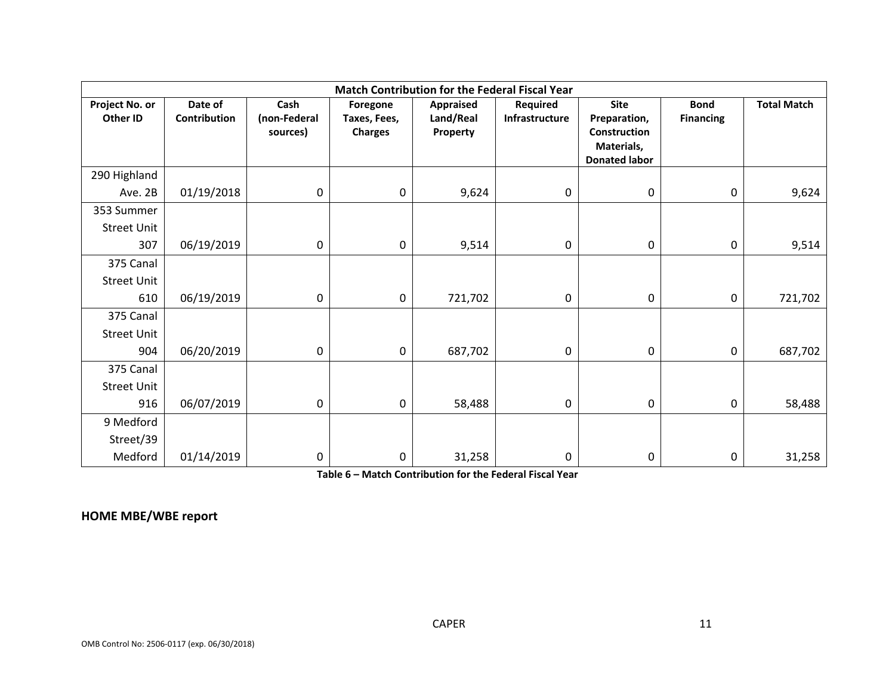| Match Contribution for the Federal Fiscal Year | | | | | | | | |
|---|---|---|---|---|---|---|---|---|
| **Project No. or Other ID** | **Date of Contribution** | **Cash (non-Federal sources)** | **Foregone Taxes, Fees, Charges** | **Appraised Land/Real Property** | **Required Infrastructure** | **Site Preparation, Construction Materials, Donated labor** | **Bond Financing** | **Total Match** |
| 290 Highland Ave. 2B | 01/19/2018 | 0 | 0 | 9,624 | 0 | 0 | 0 | 9,624 |
| 353 Summer Street Unit 307 | 06/19/2019 | 0 | 0 | 9,514 | 0 | 0 | 0 | 9,514 |
| 375 Canal Street Unit 610 | 06/19/2019 | 0 | 0 | 721,702 | 0 | 0 | 0 | 721,702 |
| 375 Canal Street Unit 904 | 06/20/2019 | 0 | 0 | 687,702 | 0 | 0 | 0 | 687,702 |
| 375 Canal Street Unit 916 | 06/07/2019 | 0 | 0 | 58,488 | 0 | 0 | 0 | 58,488 |
| 9 Medford Street/39 Medford | 01/14/2019 | 0 | 0 | 31,258 | 0 | 0 | 0 | 31,258 |

**Table 6 – Match Contribution for the Federal Fiscal Year**

## HOME MBE/WBE report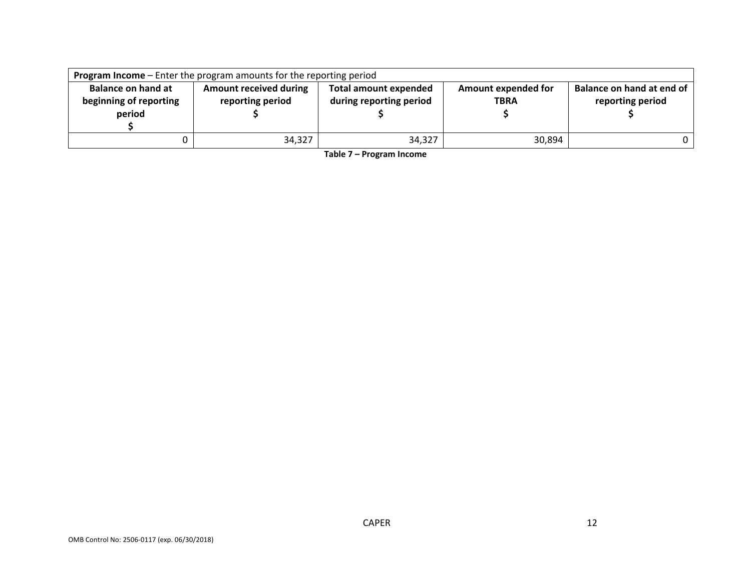| **Program Income** – Enter the program amounts for the reporting period | | | | |
|---|---|---|---|---|
| **Balance on hand at beginning of reporting period $** | **Amount received during reporting period $** | **Total amount expended during reporting period $** | **Amount expended for TBRA $** | **Balance on hand at end of reporting period $** |
| 0 | 34,327 | 34,327 | 30,894 | 0 |

**Table 7 – Program Income**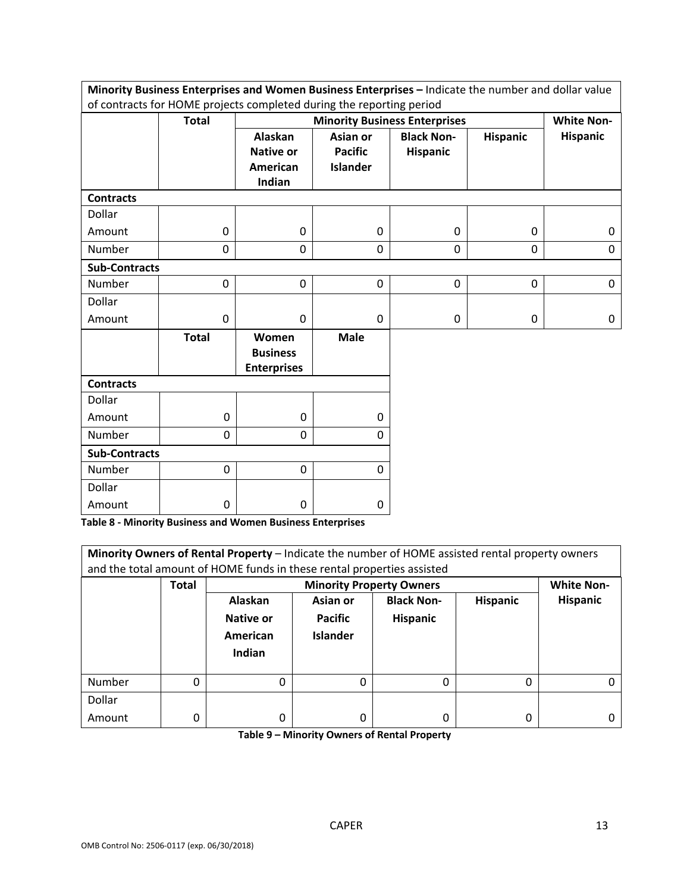| **Minority Business Enterprises and Women Business Enterprises –** Indicate the number and dollar value of contracts for HOME projects completed during the reporting period | | | | | | |
|---|---|---|---|---|---|---|
| | **Total** | **Minority Business Enterprises** | | | | **White Non-Hispanic** |
| | | **Alaskan Native or American Indian** | **Asian or Pacific Islander** | **Black Non-Hispanic** | **Hispanic** | |
| **Contracts** | | | | | | |
| Dollar Amount | 0 | 0 | 0 | 0 | 0 | 0 |
| Number | 0 | 0 | 0 | 0 | 0 | 0 |
| **Sub-Contracts** | | | | | | |
| Number | 0 | 0 | 0 | 0 | 0 | 0 |
| Dollar Amount | 0 | 0 | 0 | 0 | 0 | 0 |

| | **Total** | **Women Business Enterprises** | **Male** |
|---|---|---|---|
| **Contracts** | | | |
| Dollar Amount | 0 | 0 | 0 |
| Number | 0 | 0 | 0 |
| **Sub-Contracts** | | | |
| Number | 0 | 0 | 0 |
| Dollar Amount | 0 | 0 | 0 |

**Table 8 - Minority Business and Women Business Enterprises**

| **Minority Owners of Rental Property** – Indicate the number of HOME assisted rental property owners and the total amount of HOME funds in these rental properties assisted | | | | | | |
|---|---|---|---|---|---|---|
| | **Total** | **Minority Property Owners** | | | | **White Non-Hispanic** |
| | | **Alaskan Native or American Indian** | **Asian or Pacific Islander** | **Black Non-Hispanic** | **Hispanic** | |
| Number | 0 | 0 | 0 | 0 | 0 | 0 |
| Dollar Amount | 0 | 0 | 0 | 0 | 0 | 0 |

**Table 9 – Minority Owners of Rental Property**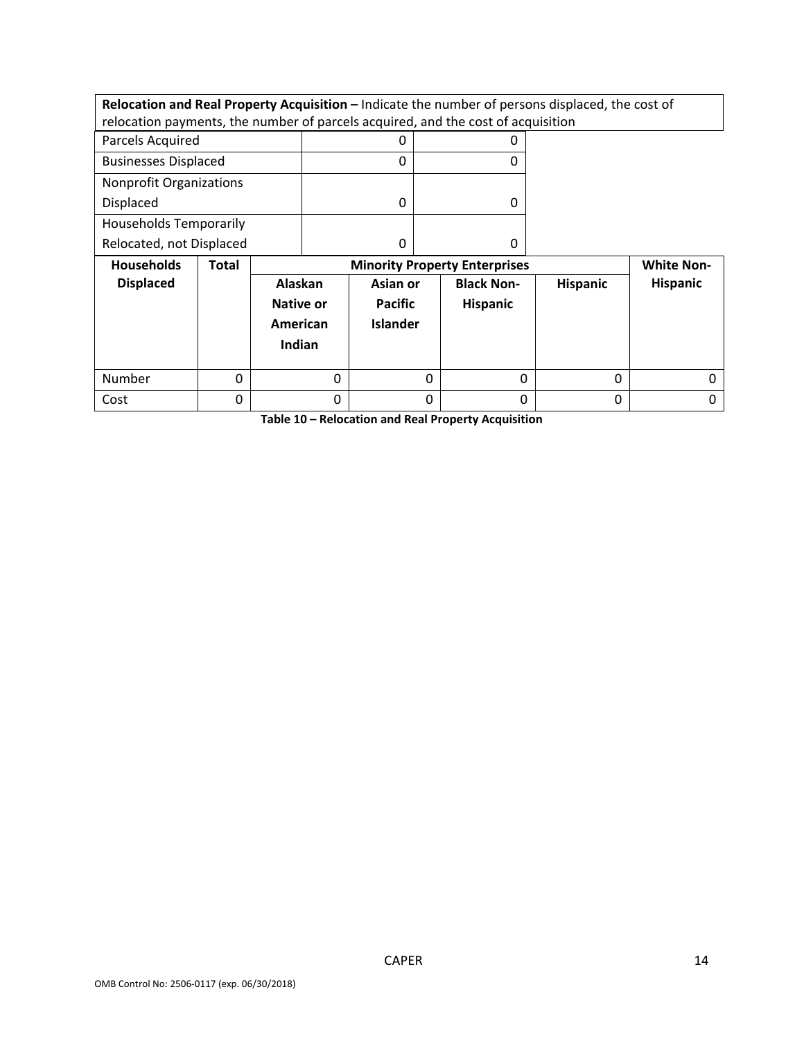**Relocation and Real Property Acquisition –** Indicate the number of persons displaced, the cost of relocation payments, the number of parcels acquired, and the cost of acquisition

| | | |
|---|---|---|
| Parcels Acquired | 0 | 0 |
| Businesses Displaced | 0 | 0 |
| Nonprofit Organizations Displaced | 0 | 0 |
| Households Temporarily Relocated, not Displaced | 0 | 0 |

| **Households Displaced** | **Total** | **Minority Property Enterprises** | | | | **White Non-Hispanic** |
|---|---|---|---|---|---|---|
| | | **Alaskan Native or American Indian** | **Asian or Pacific Islander** | **Black Non-Hispanic** | **Hispanic** | |
| Number | 0 | 0 | 0 | 0 | 0 | 0 |
| Cost | 0 | 0 | 0 | 0 | 0 | 0 |

**Table 10 – Relocation and Real Property Acquisition**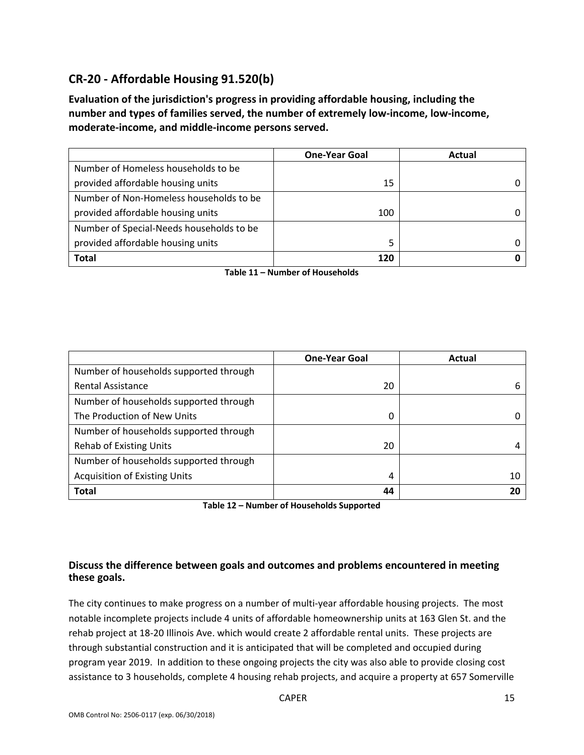## CR-20 - Affordable Housing 91.520(b)

**Evaluation of the jurisdiction's progress in providing affordable housing, including the number and types of families served, the number of extremely low-income, low-income, moderate-income, and middle-income persons served.**

| | One-Year Goal | Actual |
|---|---|---|
| Number of Homeless households to be provided affordable housing units | 15 | 0 |
| Number of Non-Homeless households to be provided affordable housing units | 100 | 0 |
| Number of Special-Needs households to be provided affordable housing units | 5 | 0 |
| **Total** | **120** | **0** |

**Table 11 – Number of Households**

| | One-Year Goal | Actual |
|---|---|---|
| Number of households supported through Rental Assistance | 20 | 6 |
| Number of households supported through The Production of New Units | 0 | 0 |
| Number of households supported through Rehab of Existing Units | 20 | 4 |
| Number of households supported through Acquisition of Existing Units | 4 | 10 |
| **Total** | **44** | **20** |

**Table 12 – Number of Households Supported**

**Discuss the difference between goals and outcomes and problems encountered in meeting these goals.**

The city continues to make progress on a number of multi-year affordable housing projects. The most notable incomplete projects include 4 units of affordable homeownership units at 163 Glen St. and the rehab project at 18-20 Illinois Ave. which would create 2 affordable rental units. These projects are through substantial construction and it is anticipated that will be completed and occupied during program year 2019. In addition to these ongoing projects the city was also able to provide closing cost assistance to 3 households, complete 4 housing rehab projects, and acquire a property at 657 Somerville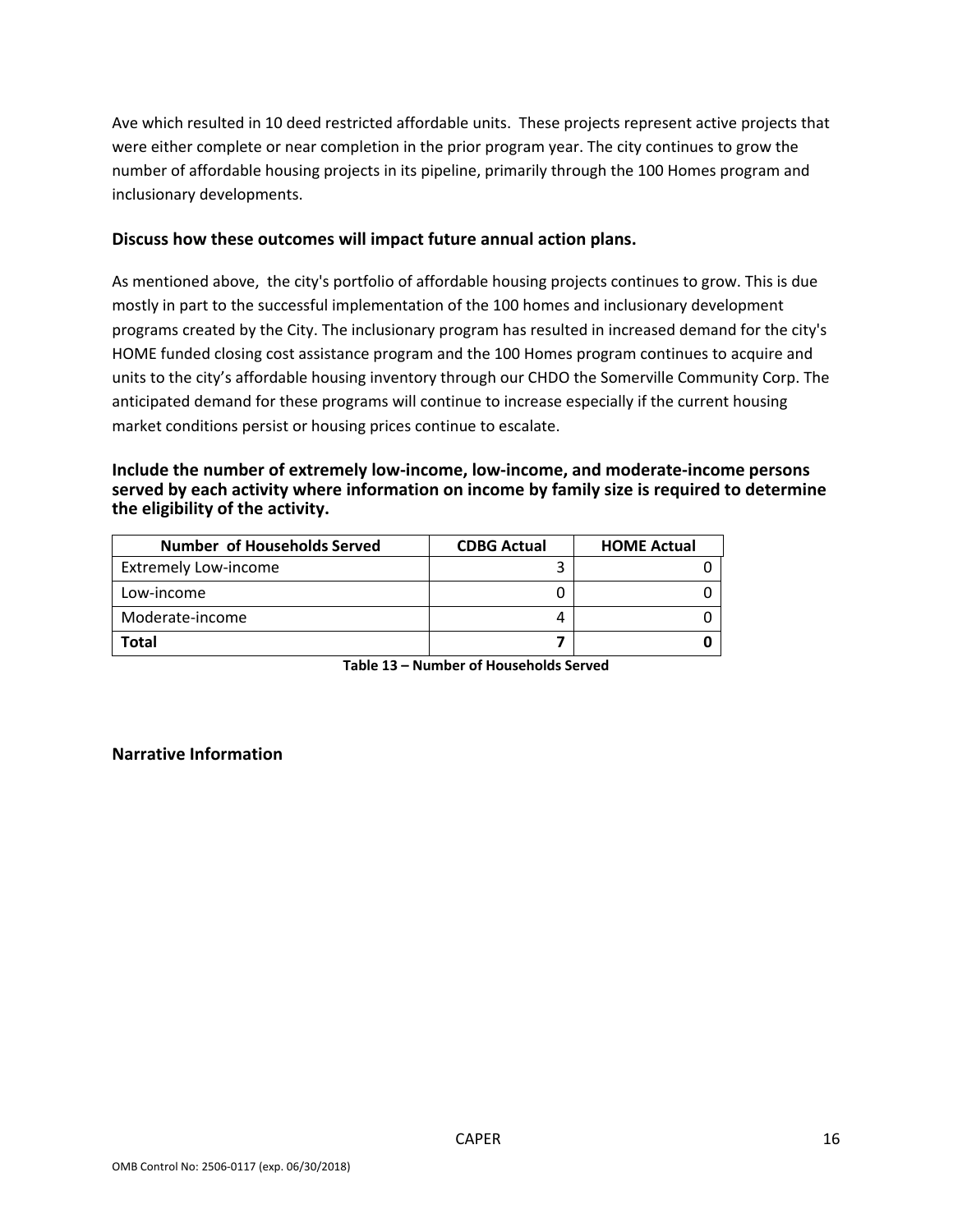Ave which resulted in 10 deed restricted affordable units. These projects represent active projects that were either complete or near completion in the prior program year. The city continues to grow the number of affordable housing projects in its pipeline, primarily through the 100 Homes program and inclusionary developments.

### Discuss how these outcomes will impact future annual action plans.

As mentioned above, the city's portfolio of affordable housing projects continues to grow. This is due mostly in part to the successful implementation of the 100 homes and inclusionary development programs created by the City. The inclusionary program has resulted in increased demand for the city's HOME funded closing cost assistance program and the 100 Homes program continues to acquire and units to the city's affordable housing inventory through our CHDO the Somerville Community Corp. The anticipated demand for these programs will continue to increase especially if the current housing market conditions persist or housing prices continue to escalate.

### Include the number of extremely low-income, low-income, and moderate-income persons served by each activity where information on income by family size is required to determine the eligibility of the activity.

| Number of Households Served | CDBG Actual | HOME Actual |
|---|---|---|
| Extremely Low-income | 3 | 0 |
| Low-income | 0 | 0 |
| Moderate-income | 4 | 0 |
| **Total** | **7** | **0** |

**Table 13 – Number of Households Served**

### Narrative Information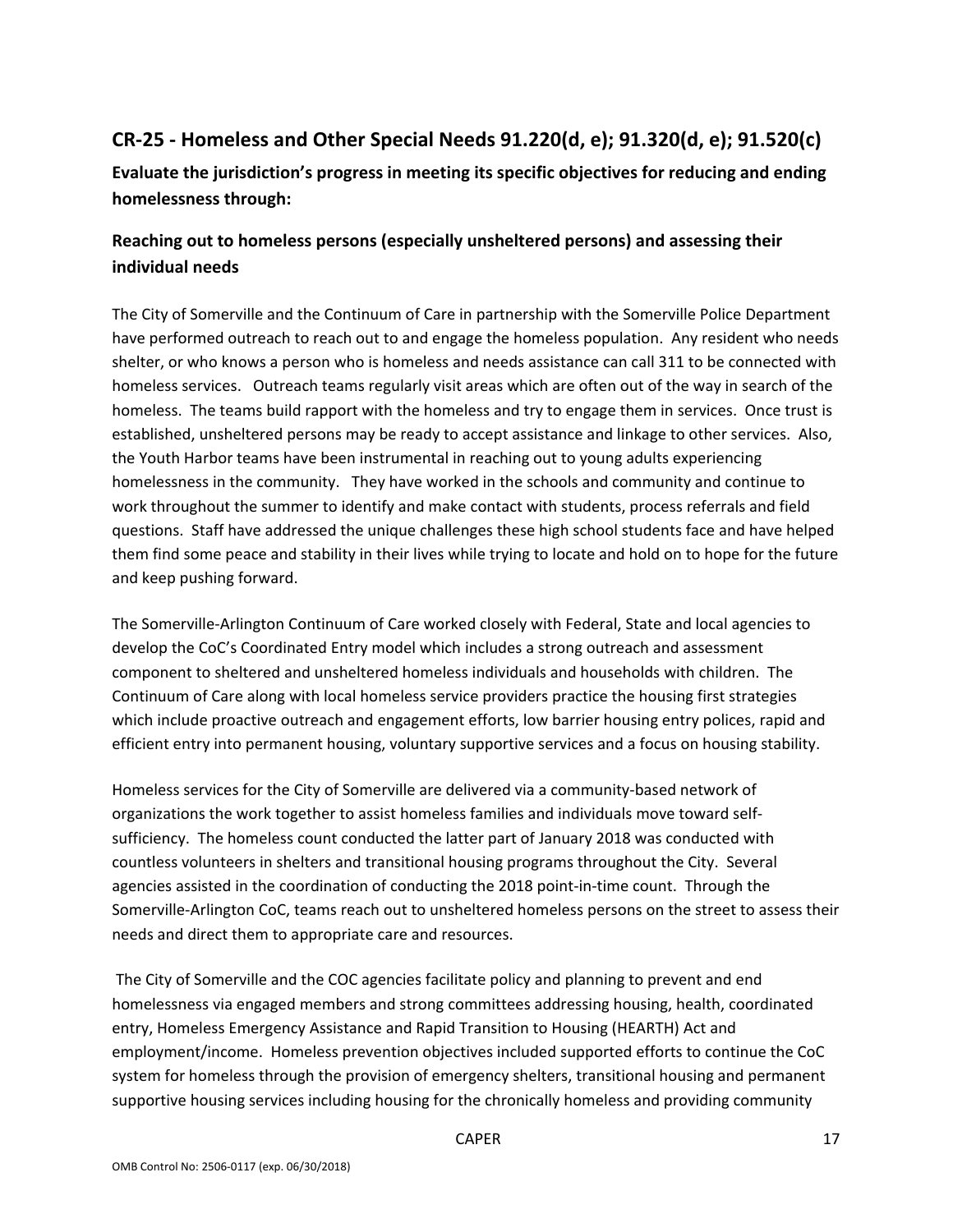## CR-25 - Homeless and Other Special Needs 91.220(d, e); 91.320(d, e); 91.520(c)

**Evaluate the jurisdiction's progress in meeting its specific objectives for reducing and ending homelessness through:**

### Reaching out to homeless persons (especially unsheltered persons) and assessing their individual needs

The City of Somerville and the Continuum of Care in partnership with the Somerville Police Department have performed outreach to reach out to and engage the homeless population. Any resident who needs shelter, or who knows a person who is homeless and needs assistance can call 311 to be connected with homeless services. Outreach teams regularly visit areas which are often out of the way in search of the homeless. The teams build rapport with the homeless and try to engage them in services. Once trust is established, unsheltered persons may be ready to accept assistance and linkage to other services. Also, the Youth Harbor teams have been instrumental in reaching out to young adults experiencing homelessness in the community. They have worked in the schools and community and continue to work throughout the summer to identify and make contact with students, process referrals and field questions. Staff have addressed the unique challenges these high school students face and have helped them find some peace and stability in their lives while trying to locate and hold on to hope for the future and keep pushing forward.

The Somerville-Arlington Continuum of Care worked closely with Federal, State and local agencies to develop the CoC's Coordinated Entry model which includes a strong outreach and assessment component to sheltered and unsheltered homeless individuals and households with children. The Continuum of Care along with local homeless service providers practice the housing first strategies which include proactive outreach and engagement efforts, low barrier housing entry polices, rapid and efficient entry into permanent housing, voluntary supportive services and a focus on housing stability.

Homeless services for the City of Somerville are delivered via a community-based network of organizations the work together to assist homeless families and individuals move toward self-sufficiency. The homeless count conducted the latter part of January 2018 was conducted with countless volunteers in shelters and transitional housing programs throughout the City. Several agencies assisted in the coordination of conducting the 2018 point-in-time count. Through the Somerville-Arlington CoC, teams reach out to unsheltered homeless persons on the street to assess their needs and direct them to appropriate care and resources.

The City of Somerville and the COC agencies facilitate policy and planning to prevent and end homelessness via engaged members and strong committees addressing housing, health, coordinated entry, Homeless Emergency Assistance and Rapid Transition to Housing (HEARTH) Act and employment/income. Homeless prevention objectives included supported efforts to continue the CoC system for homeless through the provision of emergency shelters, transitional housing and permanent supportive housing services including housing for the chronically homeless and providing community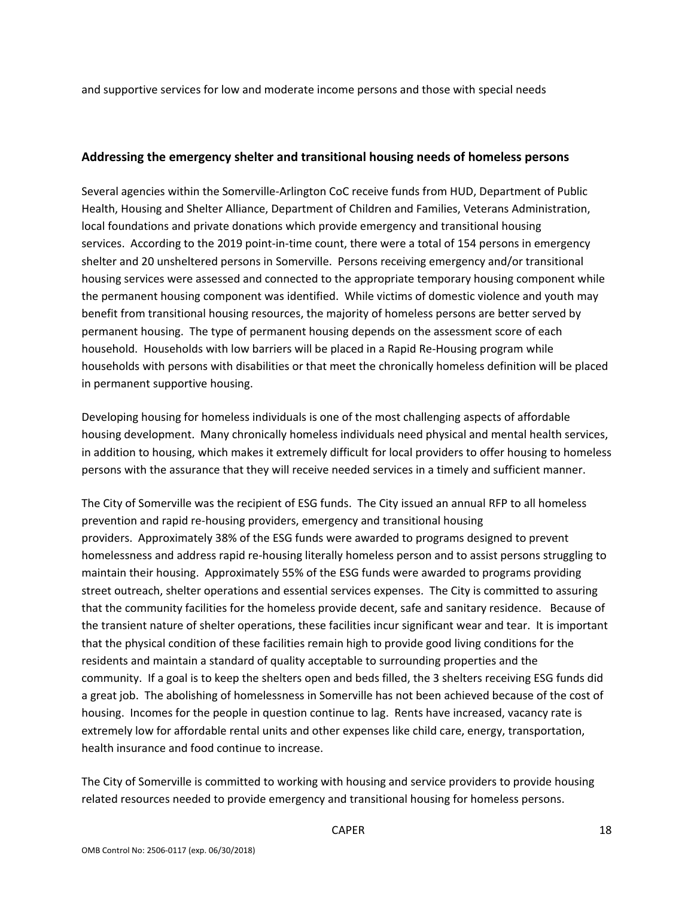and supportive services for low and moderate income persons and those with special needs

### Addressing the emergency shelter and transitional housing needs of homeless persons

Several agencies within the Somerville-Arlington CoC receive funds from HUD, Department of Public Health, Housing and Shelter Alliance, Department of Children and Families, Veterans Administration, local foundations and private donations which provide emergency and transitional housing services. According to the 2019 point-in-time count, there were a total of 154 persons in emergency shelter and 20 unsheltered persons in Somerville. Persons receiving emergency and/or transitional housing services were assessed and connected to the appropriate temporary housing component while the permanent housing component was identified. While victims of domestic violence and youth may benefit from transitional housing resources, the majority of homeless persons are better served by permanent housing. The type of permanent housing depends on the assessment score of each household. Households with low barriers will be placed in a Rapid Re-Housing program while households with persons with disabilities or that meet the chronically homeless definition will be placed in permanent supportive housing.

Developing housing for homeless individuals is one of the most challenging aspects of affordable housing development. Many chronically homeless individuals need physical and mental health services, in addition to housing, which makes it extremely difficult for local providers to offer housing to homeless persons with the assurance that they will receive needed services in a timely and sufficient manner.

The City of Somerville was the recipient of ESG funds. The City issued an annual RFP to all homeless prevention and rapid re-housing providers, emergency and transitional housing providers. Approximately 38% of the ESG funds were awarded to programs designed to prevent homelessness and address rapid re-housing literally homeless person and to assist persons struggling to maintain their housing. Approximately 55% of the ESG funds were awarded to programs providing street outreach, shelter operations and essential services expenses. The City is committed to assuring that the community facilities for the homeless provide decent, safe and sanitary residence. Because of the transient nature of shelter operations, these facilities incur significant wear and tear. It is important that the physical condition of these facilities remain high to provide good living conditions for the residents and maintain a standard of quality acceptable to surrounding properties and the community. If a goal is to keep the shelters open and beds filled, the 3 shelters receiving ESG funds did a great job. The abolishing of homelessness in Somerville has not been achieved because of the cost of housing. Incomes for the people in question continue to lag. Rents have increased, vacancy rate is extremely low for affordable rental units and other expenses like child care, energy, transportation, health insurance and food continue to increase.

The City of Somerville is committed to working with housing and service providers to provide housing related resources needed to provide emergency and transitional housing for homeless persons.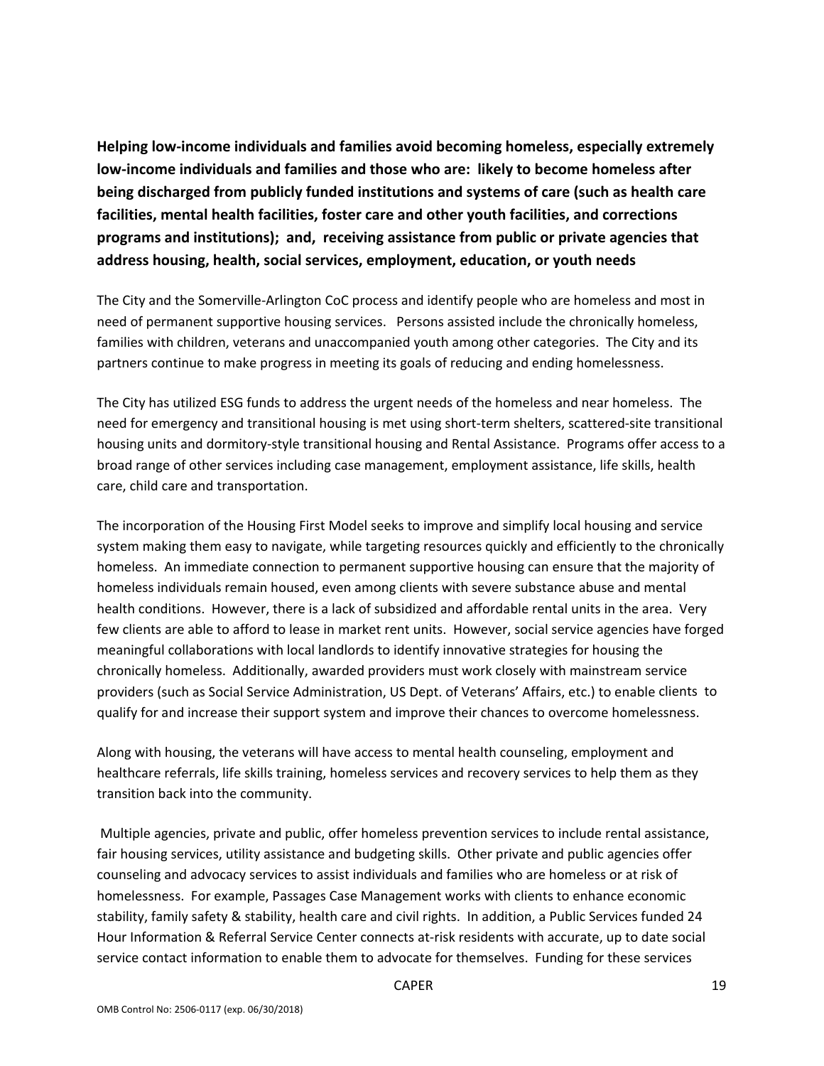**Helping low-income individuals and families avoid becoming homeless, especially extremely low-income individuals and families and those who are: likely to become homeless after being discharged from publicly funded institutions and systems of care (such as health care facilities, mental health facilities, foster care and other youth facilities, and corrections programs and institutions); and, receiving assistance from public or private agencies that address housing, health, social services, employment, education, or youth needs**

The City and the Somerville-Arlington CoC process and identify people who are homeless and most in need of permanent supportive housing services. Persons assisted include the chronically homeless, families with children, veterans and unaccompanied youth among other categories. The City and its partners continue to make progress in meeting its goals of reducing and ending homelessness.

The City has utilized ESG funds to address the urgent needs of the homeless and near homeless. The need for emergency and transitional housing is met using short-term shelters, scattered-site transitional housing units and dormitory-style transitional housing and Rental Assistance. Programs offer access to a broad range of other services including case management, employment assistance, life skills, health care, child care and transportation.

The incorporation of the Housing First Model seeks to improve and simplify local housing and service system making them easy to navigate, while targeting resources quickly and efficiently to the chronically homeless. An immediate connection to permanent supportive housing can ensure that the majority of homeless individuals remain housed, even among clients with severe substance abuse and mental health conditions. However, there is a lack of subsidized and affordable rental units in the area. Very few clients are able to afford to lease in market rent units. However, social service agencies have forged meaningful collaborations with local landlords to identify innovative strategies for housing the chronically homeless. Additionally, awarded providers must work closely with mainstream service providers (such as Social Service Administration, US Dept. of Veterans' Affairs, etc.) to enable clients to qualify for and increase their support system and improve their chances to overcome homelessness.

Along with housing, the veterans will have access to mental health counseling, employment and healthcare referrals, life skills training, homeless services and recovery services to help them as they transition back into the community.

Multiple agencies, private and public, offer homeless prevention services to include rental assistance, fair housing services, utility assistance and budgeting skills. Other private and public agencies offer counseling and advocacy services to assist individuals and families who are homeless or at risk of homelessness. For example, Passages Case Management works with clients to enhance economic stability, family safety & stability, health care and civil rights. In addition, a Public Services funded 24 Hour Information & Referral Service Center connects at-risk residents with accurate, up to date social service contact information to enable them to advocate for themselves. Funding for these services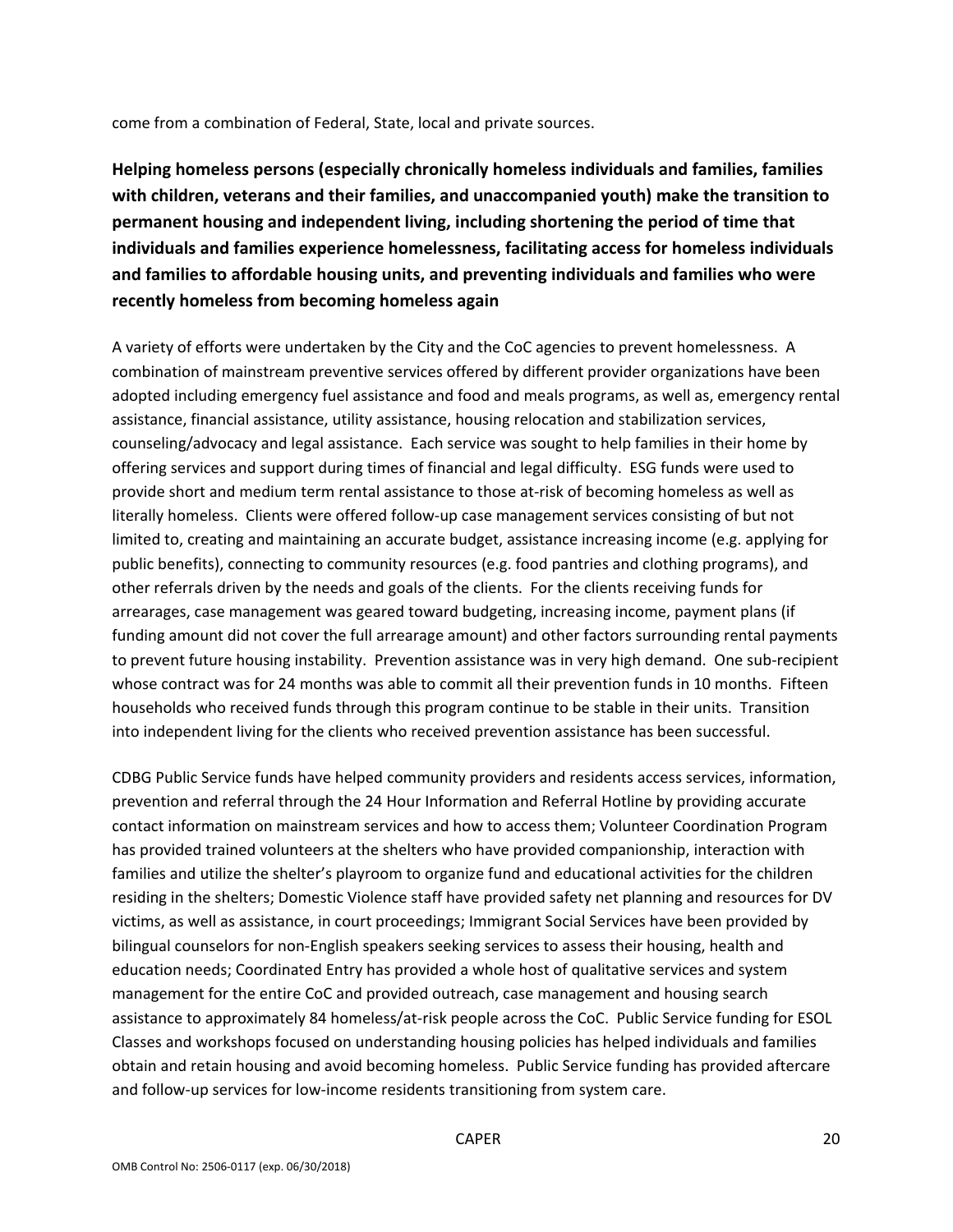come from a combination of Federal, State, local and private sources.

**Helping homeless persons (especially chronically homeless individuals and families, families with children, veterans and their families, and unaccompanied youth) make the transition to permanent housing and independent living, including shortening the period of time that individuals and families experience homelessness, facilitating access for homeless individuals and families to affordable housing units, and preventing individuals and families who were recently homeless from becoming homeless again**

A variety of efforts were undertaken by the City and the CoC agencies to prevent homelessness. A combination of mainstream preventive services offered by different provider organizations have been adopted including emergency fuel assistance and food and meals programs, as well as, emergency rental assistance, financial assistance, utility assistance, housing relocation and stabilization services, counseling/advocacy and legal assistance. Each service was sought to help families in their home by offering services and support during times of financial and legal difficulty. ESG funds were used to provide short and medium term rental assistance to those at-risk of becoming homeless as well as literally homeless. Clients were offered follow-up case management services consisting of but not limited to, creating and maintaining an accurate budget, assistance increasing income (e.g. applying for public benefits), connecting to community resources (e.g. food pantries and clothing programs), and other referrals driven by the needs and goals of the clients. For the clients receiving funds for arrearages, case management was geared toward budgeting, increasing income, payment plans (if funding amount did not cover the full arrearage amount) and other factors surrounding rental payments to prevent future housing instability. Prevention assistance was in very high demand. One sub-recipient whose contract was for 24 months was able to commit all their prevention funds in 10 months. Fifteen households who received funds through this program continue to be stable in their units. Transition into independent living for the clients who received prevention assistance has been successful.

CDBG Public Service funds have helped community providers and residents access services, information, prevention and referral through the 24 Hour Information and Referral Hotline by providing accurate contact information on mainstream services and how to access them; Volunteer Coordination Program has provided trained volunteers at the shelters who have provided companionship, interaction with families and utilize the shelter's playroom to organize fund and educational activities for the children residing in the shelters; Domestic Violence staff have provided safety net planning and resources for DV victims, as well as assistance, in court proceedings; Immigrant Social Services have been provided by bilingual counselors for non-English speakers seeking services to assess their housing, health and education needs; Coordinated Entry has provided a whole host of qualitative services and system management for the entire CoC and provided outreach, case management and housing search assistance to approximately 84 homeless/at-risk people across the CoC. Public Service funding for ESOL Classes and workshops focused on understanding housing policies has helped individuals and families obtain and retain housing and avoid becoming homeless. Public Service funding has provided aftercare and follow-up services for low-income residents transitioning from system care.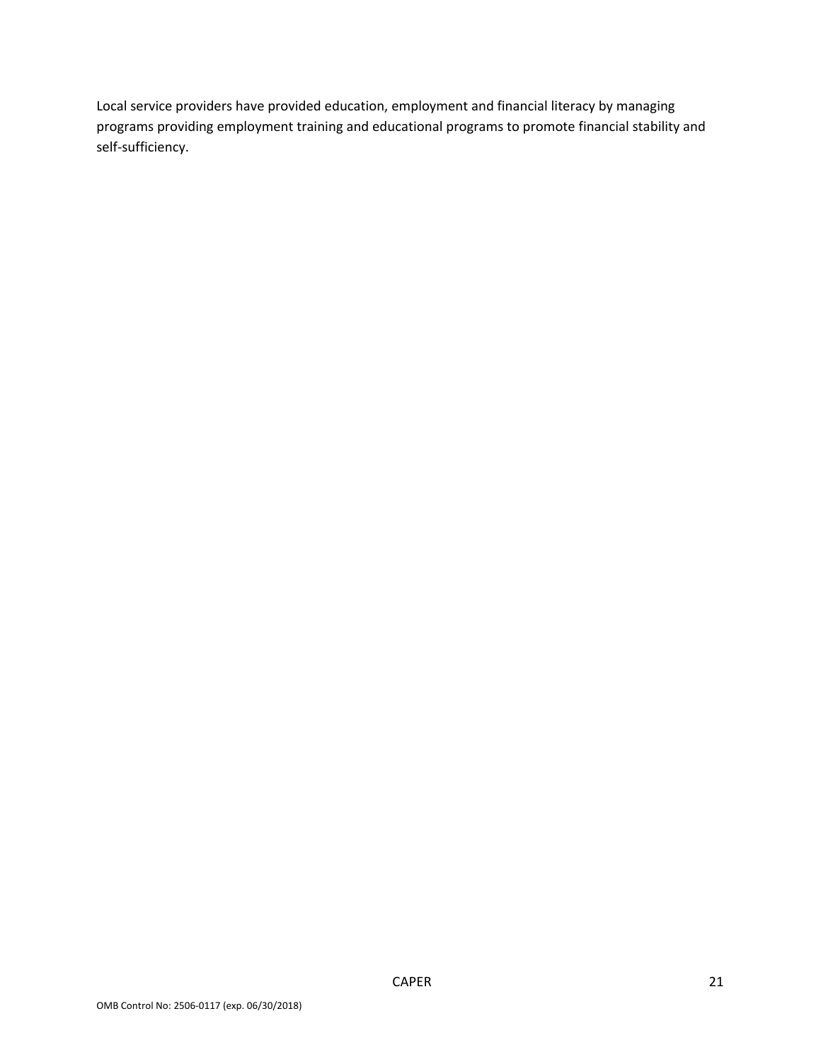Local service providers have provided education, employment and financial literacy by managing programs providing employment training and educational programs to promote financial stability and self-sufficiency.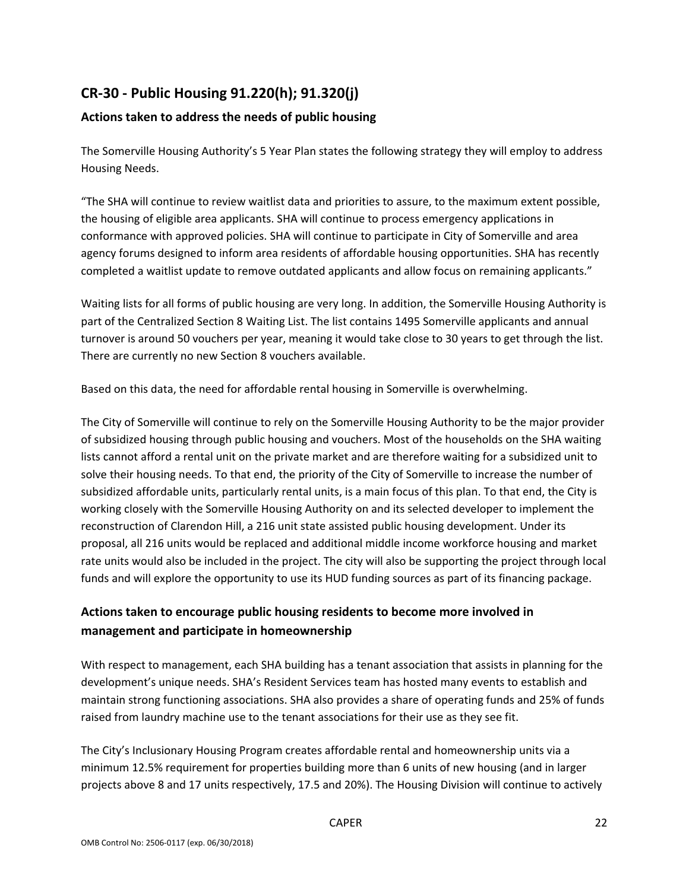## CR-30 - Public Housing 91.220(h); 91.320(j)

### Actions taken to address the needs of public housing

The Somerville Housing Authority's 5 Year Plan states the following strategy they will employ to address Housing Needs.

"The SHA will continue to review waitlist data and priorities to assure, to the maximum extent possible, the housing of eligible area applicants. SHA will continue to process emergency applications in conformance with approved policies. SHA will continue to participate in City of Somerville and area agency forums designed to inform area residents of affordable housing opportunities. SHA has recently completed a waitlist update to remove outdated applicants and allow focus on remaining applicants."

Waiting lists for all forms of public housing are very long. In addition, the Somerville Housing Authority is part of the Centralized Section 8 Waiting List. The list contains 1495 Somerville applicants and annual turnover is around 50 vouchers per year, meaning it would take close to 30 years to get through the list. There are currently no new Section 8 vouchers available.

Based on this data, the need for affordable rental housing in Somerville is overwhelming.

The City of Somerville will continue to rely on the Somerville Housing Authority to be the major provider of subsidized housing through public housing and vouchers. Most of the households on the SHA waiting lists cannot afford a rental unit on the private market and are therefore waiting for a subsidized unit to solve their housing needs. To that end, the priority of the City of Somerville to increase the number of subsidized affordable units, particularly rental units, is a main focus of this plan. To that end, the City is working closely with the Somerville Housing Authority on and its selected developer to implement the reconstruction of Clarendon Hill, a 216 unit state assisted public housing development. Under its proposal, all 216 units would be replaced and additional middle income workforce housing and market rate units would also be included in the project. The city will also be supporting the project through local funds and will explore the opportunity to use its HUD funding sources as part of its financing package.

### Actions taken to encourage public housing residents to become more involved in management and participate in homeownership

With respect to management, each SHA building has a tenant association that assists in planning for the development's unique needs. SHA's Resident Services team has hosted many events to establish and maintain strong functioning associations. SHA also provides a share of operating funds and 25% of funds raised from laundry machine use to the tenant associations for their use as they see fit.

The City's Inclusionary Housing Program creates affordable rental and homeownership units via a minimum 12.5% requirement for properties building more than 6 units of new housing (and in larger projects above 8 and 17 units respectively, 17.5 and 20%). The Housing Division will continue to actively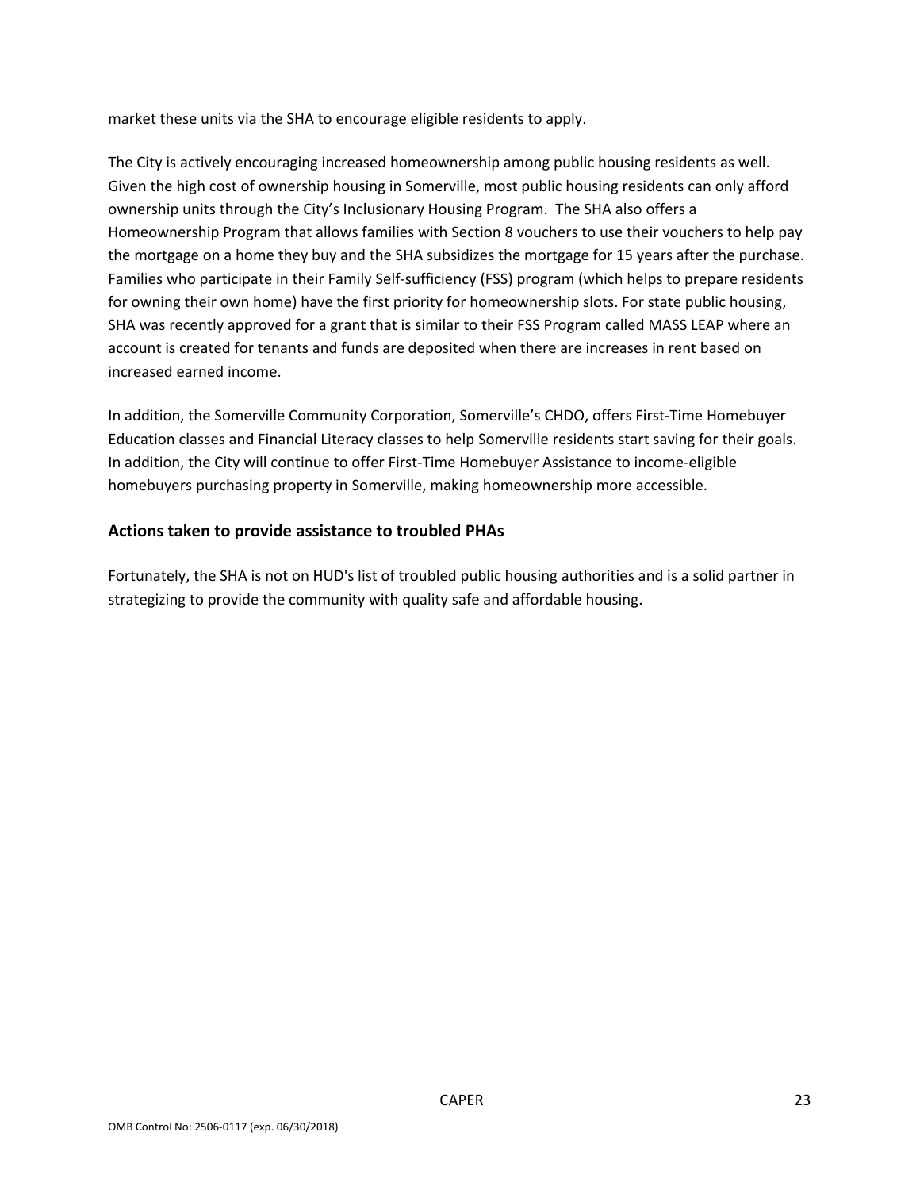market these units via the SHA to encourage eligible residents to apply.

The City is actively encouraging increased homeownership among public housing residents as well. Given the high cost of ownership housing in Somerville, most public housing residents can only afford ownership units through the City's Inclusionary Housing Program. The SHA also offers a Homeownership Program that allows families with Section 8 vouchers to use their vouchers to help pay the mortgage on a home they buy and the SHA subsidizes the mortgage for 15 years after the purchase. Families who participate in their Family Self-sufficiency (FSS) program (which helps to prepare residents for owning their own home) have the first priority for homeownership slots. For state public housing, SHA was recently approved for a grant that is similar to their FSS Program called MASS LEAP where an account is created for tenants and funds are deposited when there are increases in rent based on increased earned income.

In addition, the Somerville Community Corporation, Somerville's CHDO, offers First-Time Homebuyer Education classes and Financial Literacy classes to help Somerville residents start saving for their goals. In addition, the City will continue to offer First-Time Homebuyer Assistance to income-eligible homebuyers purchasing property in Somerville, making homeownership more accessible.

### Actions taken to provide assistance to troubled PHAs

Fortunately, the SHA is not on HUD's list of troubled public housing authorities and is a solid partner in strategizing to provide the community with quality safe and affordable housing.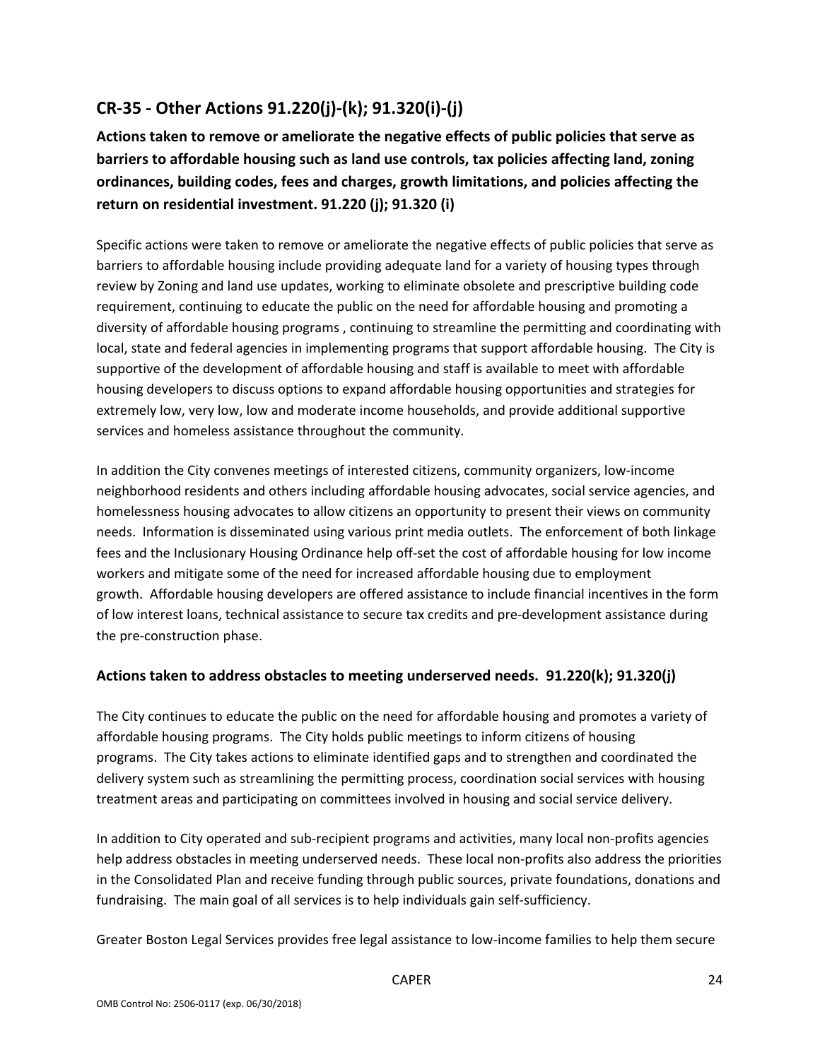## CR-35 - Other Actions 91.220(j)-(k); 91.320(i)-(j)

### Actions taken to remove or ameliorate the negative effects of public policies that serve as barriers to affordable housing such as land use controls, tax policies affecting land, zoning ordinances, building codes, fees and charges, growth limitations, and policies affecting the return on residential investment. 91.220 (j); 91.320 (i)

Specific actions were taken to remove or ameliorate the negative effects of public policies that serve as barriers to affordable housing include providing adequate land for a variety of housing types through review by Zoning and land use updates, working to eliminate obsolete and prescriptive building code requirement, continuing to educate the public on the need for affordable housing and promoting a diversity of affordable housing programs , continuing to streamline the permitting and coordinating with local, state and federal agencies in implementing programs that support affordable housing. The City is supportive of the development of affordable housing and staff is available to meet with affordable housing developers to discuss options to expand affordable housing opportunities and strategies for extremely low, very low, low and moderate income households, and provide additional supportive services and homeless assistance throughout the community.

In addition the City convenes meetings of interested citizens, community organizers, low-income neighborhood residents and others including affordable housing advocates, social service agencies, and homelessness housing advocates to allow citizens an opportunity to present their views on community needs. Information is disseminated using various print media outlets. The enforcement of both linkage fees and the Inclusionary Housing Ordinance help off-set the cost of affordable housing for low income workers and mitigate some of the need for increased affordable housing due to employment growth. Affordable housing developers are offered assistance to include financial incentives in the form of low interest loans, technical assistance to secure tax credits and pre-development assistance during the pre-construction phase.

### Actions taken to address obstacles to meeting underserved needs. 91.220(k); 91.320(j)

The City continues to educate the public on the need for affordable housing and promotes a variety of affordable housing programs. The City holds public meetings to inform citizens of housing programs. The City takes actions to eliminate identified gaps and to strengthen and coordinated the delivery system such as streamlining the permitting process, coordination social services with housing treatment areas and participating on committees involved in housing and social service delivery.

In addition to City operated and sub-recipient programs and activities, many local non-profits agencies help address obstacles in meeting underserved needs. These local non-profits also address the priorities in the Consolidated Plan and receive funding through public sources, private foundations, donations and fundraising. The main goal of all services is to help individuals gain self-sufficiency.

Greater Boston Legal Services provides free legal assistance to low-income families to help them secure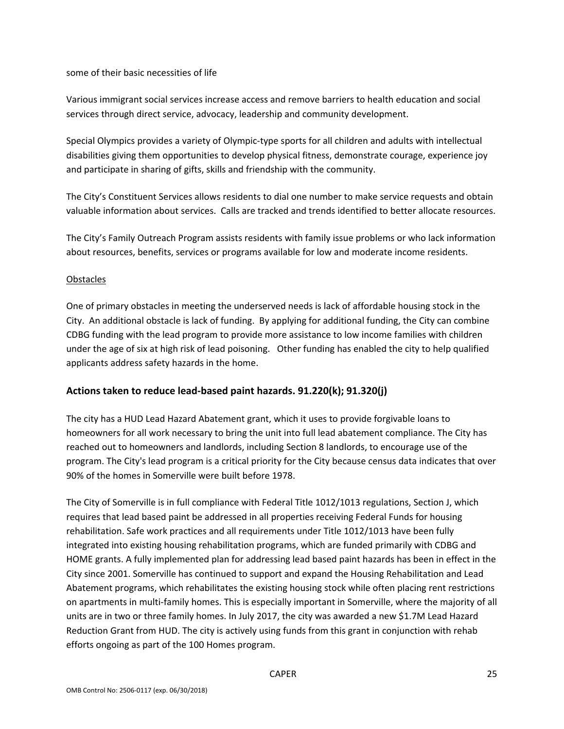some of their basic necessities of life

Various immigrant social services increase access and remove barriers to health education and social services through direct service, advocacy, leadership and community development.

Special Olympics provides a variety of Olympic-type sports for all children and adults with intellectual disabilities giving them opportunities to develop physical fitness, demonstrate courage, experience joy and participate in sharing of gifts, skills and friendship with the community.

The City's Constituent Services allows residents to dial one number to make service requests and obtain valuable information about services. Calls are tracked and trends identified to better allocate resources.

The City's Family Outreach Program assists residents with family issue problems or who lack information about resources, benefits, services or programs available for low and moderate income residents.

Obstacles

One of primary obstacles in meeting the underserved needs is lack of affordable housing stock in the City. An additional obstacle is lack of funding. By applying for additional funding, the City can combine CDBG funding with the lead program to provide more assistance to low income families with children under the age of six at high risk of lead poisoning. Other funding has enabled the city to help qualified applicants address safety hazards in the home.

## Actions taken to reduce lead-based paint hazards. 91.220(k); 91.320(j)

The city has a HUD Lead Hazard Abatement grant, which it uses to provide forgivable loans to homeowners for all work necessary to bring the unit into full lead abatement compliance. The City has reached out to homeowners and landlords, including Section 8 landlords, to encourage use of the program. The City's lead program is a critical priority for the City because census data indicates that over 90% of the homes in Somerville were built before 1978.

The City of Somerville is in full compliance with Federal Title 1012/1013 regulations, Section J, which requires that lead based paint be addressed in all properties receiving Federal Funds for housing rehabilitation. Safe work practices and all requirements under Title 1012/1013 have been fully integrated into existing housing rehabilitation programs, which are funded primarily with CDBG and HOME grants. A fully implemented plan for addressing lead based paint hazards has been in effect in the City since 2001. Somerville has continued to support and expand the Housing Rehabilitation and Lead Abatement programs, which rehabilitates the existing housing stock while often placing rent restrictions on apartments in multi-family homes. This is especially important in Somerville, where the majority of all units are in two or three family homes. In July 2017, the city was awarded a new $1.7M Lead Hazard Reduction Grant from HUD. The city is actively using funds from this grant in conjunction with rehab efforts ongoing as part of the 100 Homes program.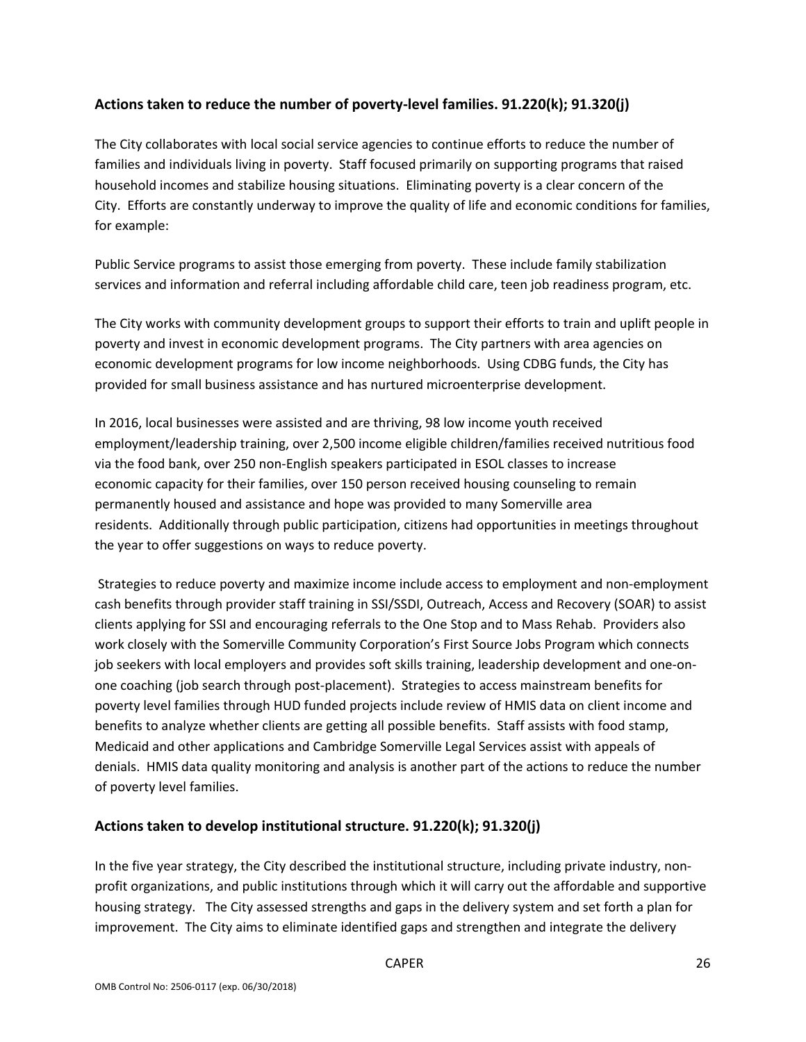## Actions taken to reduce the number of poverty-level families. 91.220(k); 91.320(j)

The City collaborates with local social service agencies to continue efforts to reduce the number of families and individuals living in poverty. Staff focused primarily on supporting programs that raised household incomes and stabilize housing situations. Eliminating poverty is a clear concern of the City. Efforts are constantly underway to improve the quality of life and economic conditions for families, for example:

Public Service programs to assist those emerging from poverty. These include family stabilization services and information and referral including affordable child care, teen job readiness program, etc.

The City works with community development groups to support their efforts to train and uplift people in poverty and invest in economic development programs. The City partners with area agencies on economic development programs for low income neighborhoods. Using CDBG funds, the City has provided for small business assistance and has nurtured microenterprise development.

In 2016, local businesses were assisted and are thriving, 98 low income youth received employment/leadership training, over 2,500 income eligible children/families received nutritious food via the food bank, over 250 non-English speakers participated in ESOL classes to increase economic capacity for their families, over 150 person received housing counseling to remain permanently housed and assistance and hope was provided to many Somerville area residents. Additionally through public participation, citizens had opportunities in meetings throughout the year to offer suggestions on ways to reduce poverty.

Strategies to reduce poverty and maximize income include access to employment and non-employment cash benefits through provider staff training in SSI/SSDI, Outreach, Access and Recovery (SOAR) to assist clients applying for SSI and encouraging referrals to the One Stop and to Mass Rehab. Providers also work closely with the Somerville Community Corporation's First Source Jobs Program which connects job seekers with local employers and provides soft skills training, leadership development and one-on-one coaching (job search through post-placement). Strategies to access mainstream benefits for poverty level families through HUD funded projects include review of HMIS data on client income and benefits to analyze whether clients are getting all possible benefits. Staff assists with food stamp, Medicaid and other applications and Cambridge Somerville Legal Services assist with appeals of denials. HMIS data quality monitoring and analysis is another part of the actions to reduce the number of poverty level families.

## Actions taken to develop institutional structure. 91.220(k); 91.320(j)

In the five year strategy, the City described the institutional structure, including private industry, non-profit organizations, and public institutions through which it will carry out the affordable and supportive housing strategy. The City assessed strengths and gaps in the delivery system and set forth a plan for improvement. The City aims to eliminate identified gaps and strengthen and integrate the delivery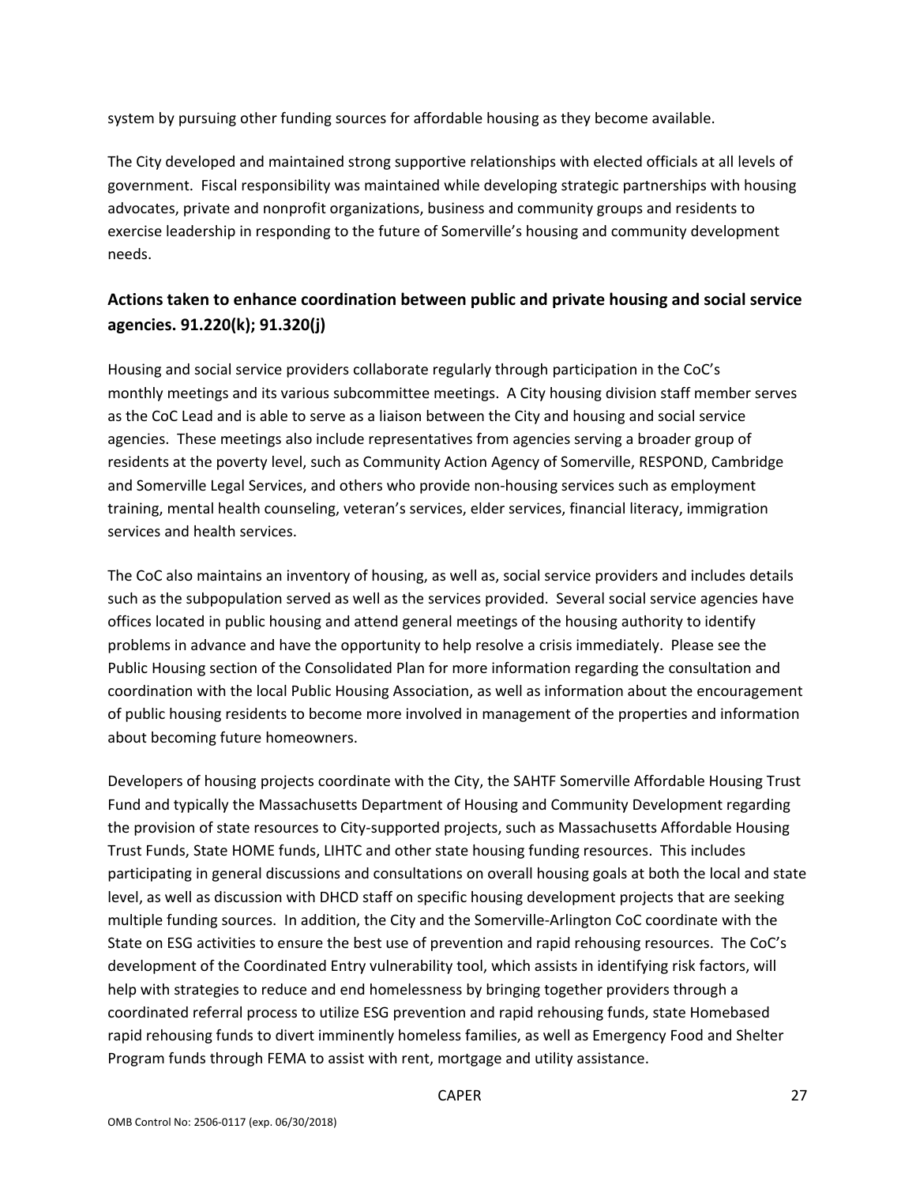system by pursuing other funding sources for affordable housing as they become available.

The City developed and maintained strong supportive relationships with elected officials at all levels of government. Fiscal responsibility was maintained while developing strategic partnerships with housing advocates, private and nonprofit organizations, business and community groups and residents to exercise leadership in responding to the future of Somerville's housing and community development needs.

## Actions taken to enhance coordination between public and private housing and social service agencies. 91.220(k); 91.320(j)

Housing and social service providers collaborate regularly through participation in the CoC's monthly meetings and its various subcommittee meetings. A City housing division staff member serves as the CoC Lead and is able to serve as a liaison between the City and housing and social service agencies. These meetings also include representatives from agencies serving a broader group of residents at the poverty level, such as Community Action Agency of Somerville, RESPOND, Cambridge and Somerville Legal Services, and others who provide non-housing services such as employment training, mental health counseling, veteran's services, elder services, financial literacy, immigration services and health services.

The CoC also maintains an inventory of housing, as well as, social service providers and includes details such as the subpopulation served as well as the services provided. Several social service agencies have offices located in public housing and attend general meetings of the housing authority to identify problems in advance and have the opportunity to help resolve a crisis immediately. Please see the Public Housing section of the Consolidated Plan for more information regarding the consultation and coordination with the local Public Housing Association, as well as information about the encouragement of public housing residents to become more involved in management of the properties and information about becoming future homeowners.

Developers of housing projects coordinate with the City, the SAHTF Somerville Affordable Housing Trust Fund and typically the Massachusetts Department of Housing and Community Development regarding the provision of state resources to City-supported projects, such as Massachusetts Affordable Housing Trust Funds, State HOME funds, LIHTC and other state housing funding resources. This includes participating in general discussions and consultations on overall housing goals at both the local and state level, as well as discussion with DHCD staff on specific housing development projects that are seeking multiple funding sources. In addition, the City and the Somerville-Arlington CoC coordinate with the State on ESG activities to ensure the best use of prevention and rapid rehousing resources. The CoC's development of the Coordinated Entry vulnerability tool, which assists in identifying risk factors, will help with strategies to reduce and end homelessness by bringing together providers through a coordinated referral process to utilize ESG prevention and rapid rehousing funds, state Homebased rapid rehousing funds to divert imminently homeless families, as well as Emergency Food and Shelter Program funds through FEMA to assist with rent, mortgage and utility assistance.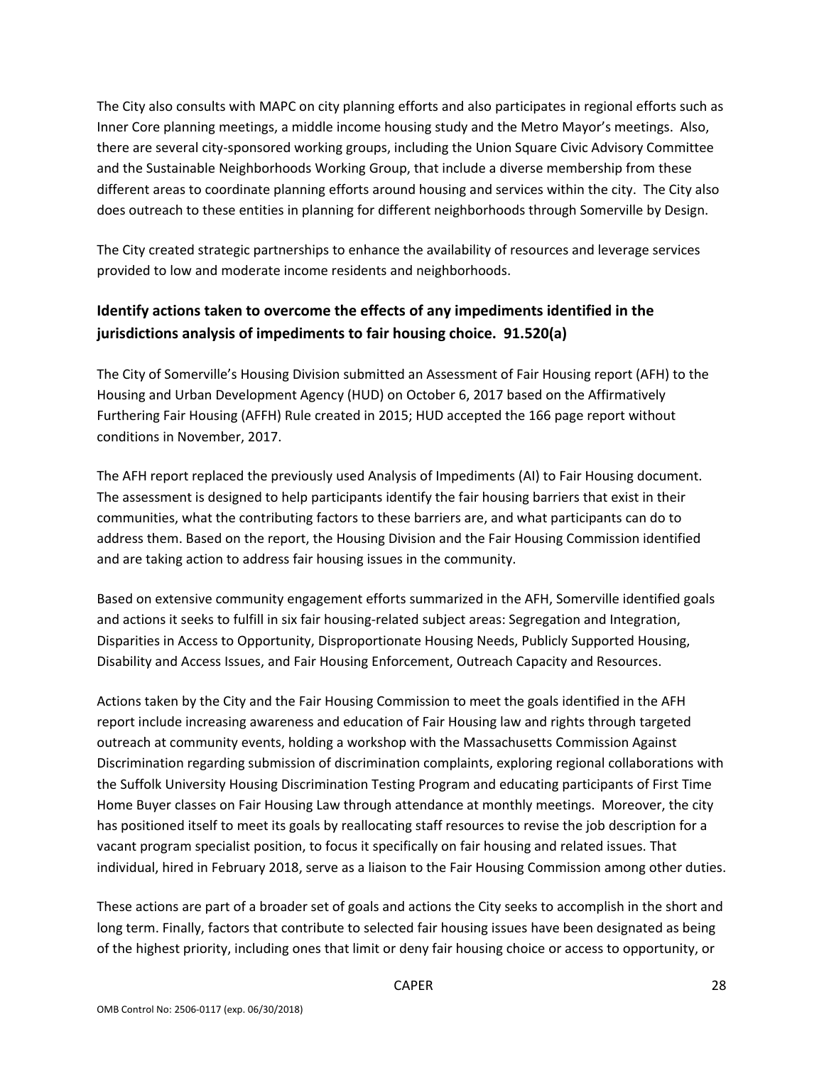The City also consults with MAPC on city planning efforts and also participates in regional efforts such as Inner Core planning meetings, a middle income housing study and the Metro Mayor's meetings. Also, there are several city-sponsored working groups, including the Union Square Civic Advisory Committee and the Sustainable Neighborhoods Working Group, that include a diverse membership from these different areas to coordinate planning efforts around housing and services within the city. The City also does outreach to these entities in planning for different neighborhoods through Somerville by Design.

The City created strategic partnerships to enhance the availability of resources and leverage services provided to low and moderate income residents and neighborhoods.

## Identify actions taken to overcome the effects of any impediments identified in the jurisdictions analysis of impediments to fair housing choice. 91.520(a)

The City of Somerville's Housing Division submitted an Assessment of Fair Housing report (AFH) to the Housing and Urban Development Agency (HUD) on October 6, 2017 based on the Affirmatively Furthering Fair Housing (AFFH) Rule created in 2015; HUD accepted the 166 page report without conditions in November, 2017.

The AFH report replaced the previously used Analysis of Impediments (AI) to Fair Housing document. The assessment is designed to help participants identify the fair housing barriers that exist in their communities, what the contributing factors to these barriers are, and what participants can do to address them. Based on the report, the Housing Division and the Fair Housing Commission identified and are taking action to address fair housing issues in the community.

Based on extensive community engagement efforts summarized in the AFH, Somerville identified goals and actions it seeks to fulfill in six fair housing-related subject areas: Segregation and Integration, Disparities in Access to Opportunity, Disproportionate Housing Needs, Publicly Supported Housing, Disability and Access Issues, and Fair Housing Enforcement, Outreach Capacity and Resources.

Actions taken by the City and the Fair Housing Commission to meet the goals identified in the AFH report include increasing awareness and education of Fair Housing law and rights through targeted outreach at community events, holding a workshop with the Massachusetts Commission Against Discrimination regarding submission of discrimination complaints, exploring regional collaborations with the Suffolk University Housing Discrimination Testing Program and educating participants of First Time Home Buyer classes on Fair Housing Law through attendance at monthly meetings. Moreover, the city has positioned itself to meet its goals by reallocating staff resources to revise the job description for a vacant program specialist position, to focus it specifically on fair housing and related issues. That individual, hired in February 2018, serve as a liaison to the Fair Housing Commission among other duties.

These actions are part of a broader set of goals and actions the City seeks to accomplish in the short and long term. Finally, factors that contribute to selected fair housing issues have been designated as being of the highest priority, including ones that limit or deny fair housing choice or access to opportunity, or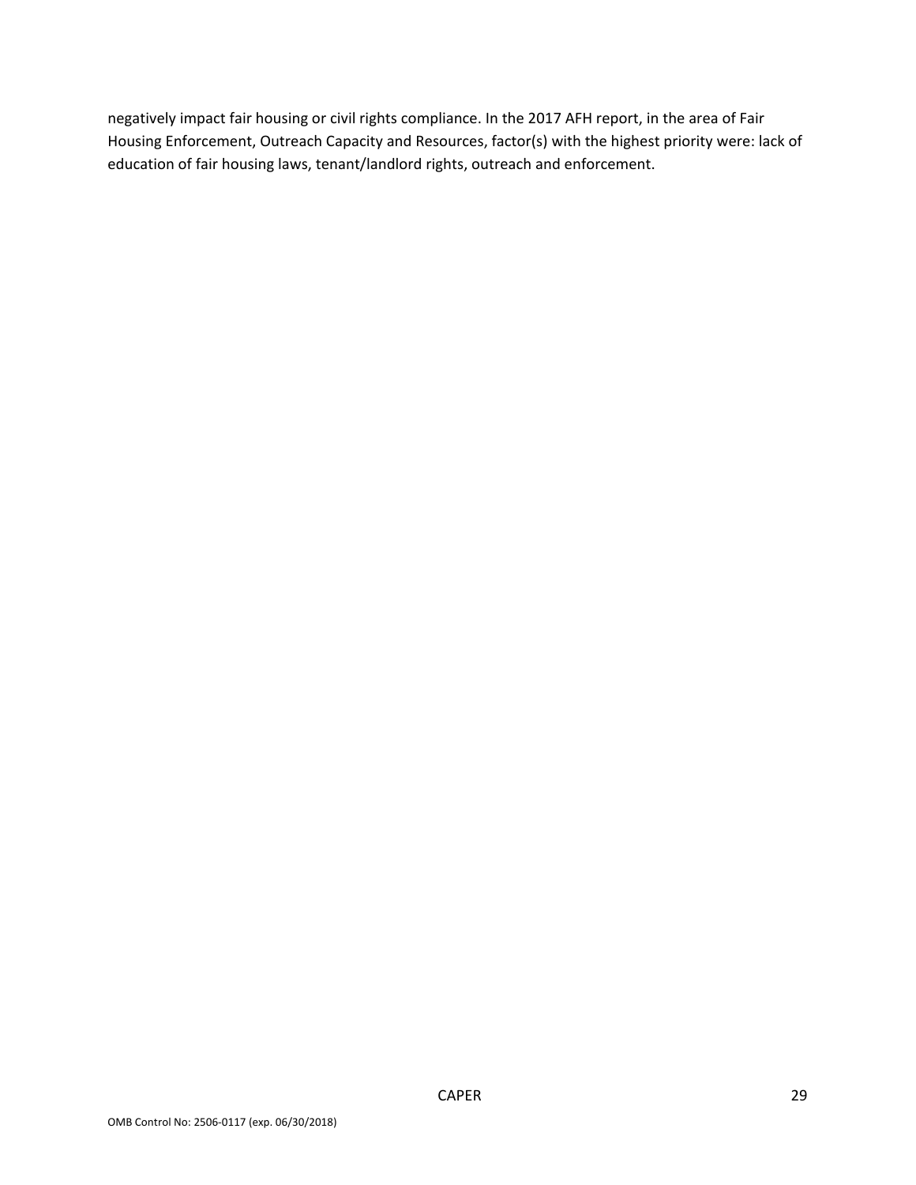negatively impact fair housing or civil rights compliance. In the 2017 AFH report, in the area of Fair Housing Enforcement, Outreach Capacity and Resources, factor(s) with the highest priority were: lack of education of fair housing laws, tenant/landlord rights, outreach and enforcement.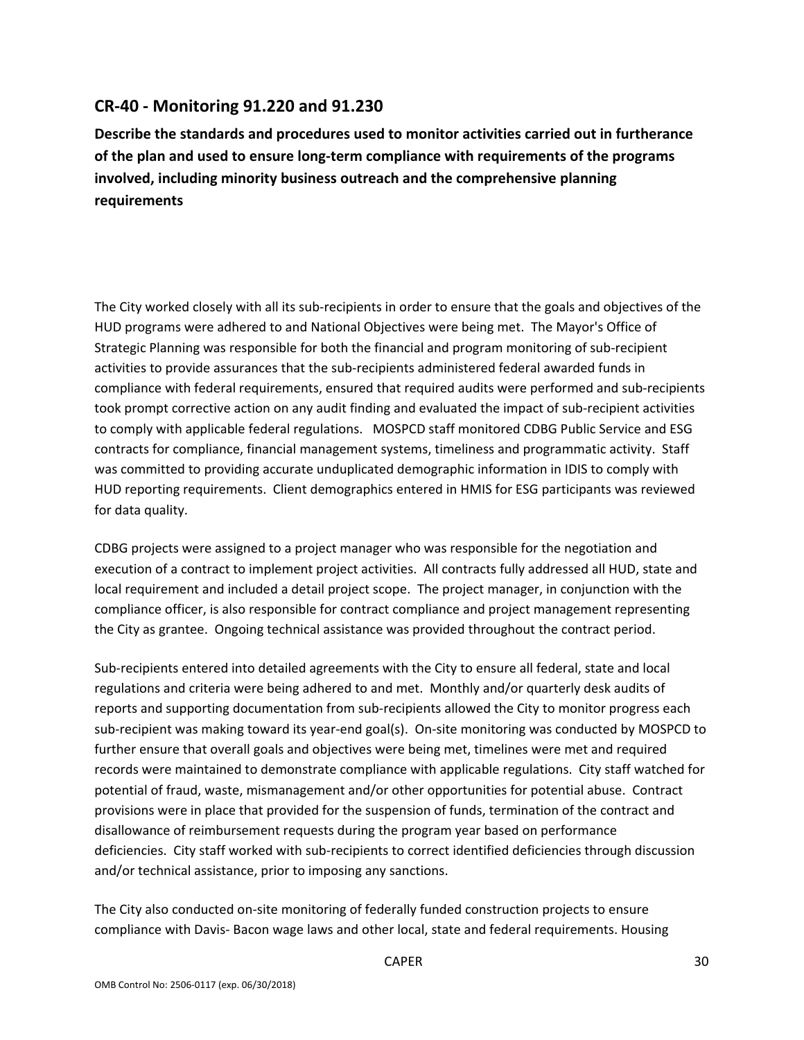## CR-40 - Monitoring 91.220 and 91.230

**Describe the standards and procedures used to monitor activities carried out in furtherance of the plan and used to ensure long-term compliance with requirements of the programs involved, including minority business outreach and the comprehensive planning requirements**

The City worked closely with all its sub-recipients in order to ensure that the goals and objectives of the HUD programs were adhered to and National Objectives were being met. The Mayor's Office of Strategic Planning was responsible for both the financial and program monitoring of sub-recipient activities to provide assurances that the sub-recipients administered federal awarded funds in compliance with federal requirements, ensured that required audits were performed and sub-recipients took prompt corrective action on any audit finding and evaluated the impact of sub-recipient activities to comply with applicable federal regulations. MOSPCD staff monitored CDBG Public Service and ESG contracts for compliance, financial management systems, timeliness and programmatic activity. Staff was committed to providing accurate unduplicated demographic information in IDIS to comply with HUD reporting requirements. Client demographics entered in HMIS for ESG participants was reviewed for data quality.

CDBG projects were assigned to a project manager who was responsible for the negotiation and execution of a contract to implement project activities. All contracts fully addressed all HUD, state and local requirement and included a detail project scope. The project manager, in conjunction with the compliance officer, is also responsible for contract compliance and project management representing the City as grantee. Ongoing technical assistance was provided throughout the contract period.

Sub-recipients entered into detailed agreements with the City to ensure all federal, state and local regulations and criteria were being adhered to and met. Monthly and/or quarterly desk audits of reports and supporting documentation from sub-recipients allowed the City to monitor progress each sub-recipient was making toward its year-end goal(s). On-site monitoring was conducted by MOSPCD to further ensure that overall goals and objectives were being met, timelines were met and required records were maintained to demonstrate compliance with applicable regulations. City staff watched for potential of fraud, waste, mismanagement and/or other opportunities for potential abuse. Contract provisions were in place that provided for the suspension of funds, termination of the contract and disallowance of reimbursement requests during the program year based on performance deficiencies. City staff worked with sub-recipients to correct identified deficiencies through discussion and/or technical assistance, prior to imposing any sanctions.

The City also conducted on-site monitoring of federally funded construction projects to ensure compliance with Davis- Bacon wage laws and other local, state and federal requirements. Housing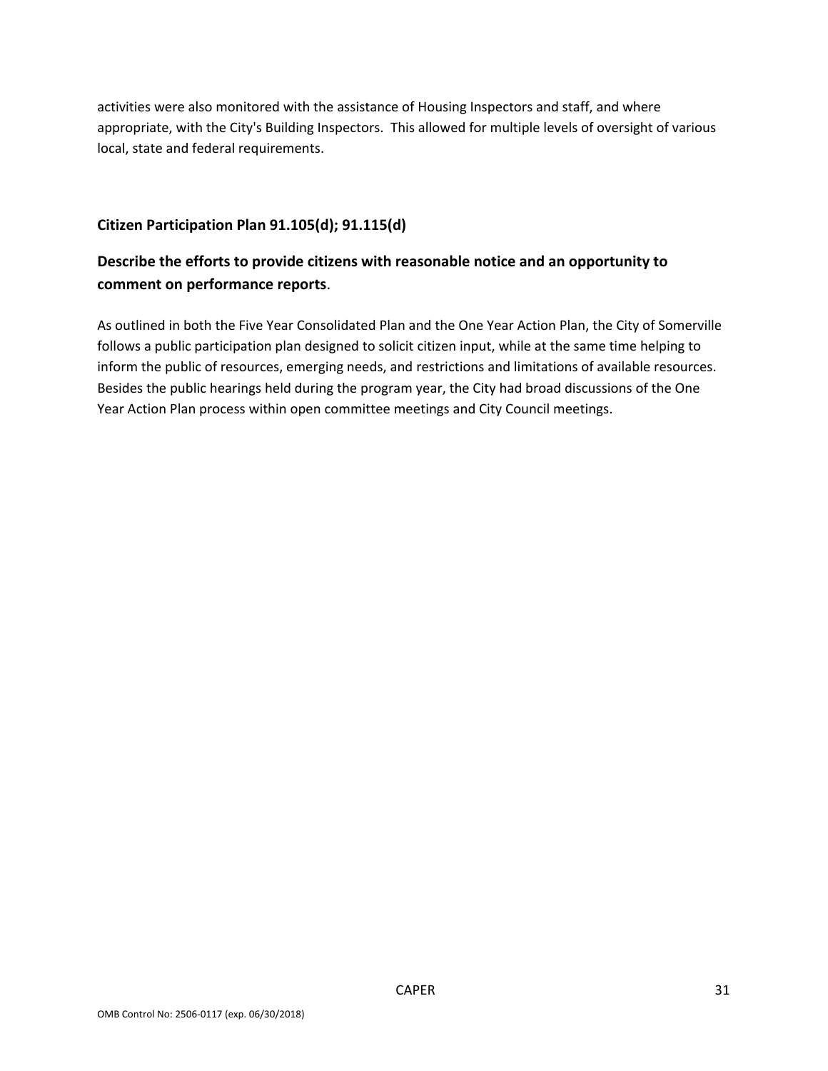activities were also monitored with the assistance of Housing Inspectors and staff, and where appropriate, with the City's Building Inspectors. This allowed for multiple levels of oversight of various local, state and federal requirements.

## Citizen Participation Plan 91.105(d); 91.115(d)

## Describe the efforts to provide citizens with reasonable notice and an opportunity to comment on performance reports.

As outlined in both the Five Year Consolidated Plan and the One Year Action Plan, the City of Somerville follows a public participation plan designed to solicit citizen input, while at the same time helping to inform the public of resources, emerging needs, and restrictions and limitations of available resources. Besides the public hearings held during the program year, the City had broad discussions of the One Year Action Plan process within open committee meetings and City Council meetings.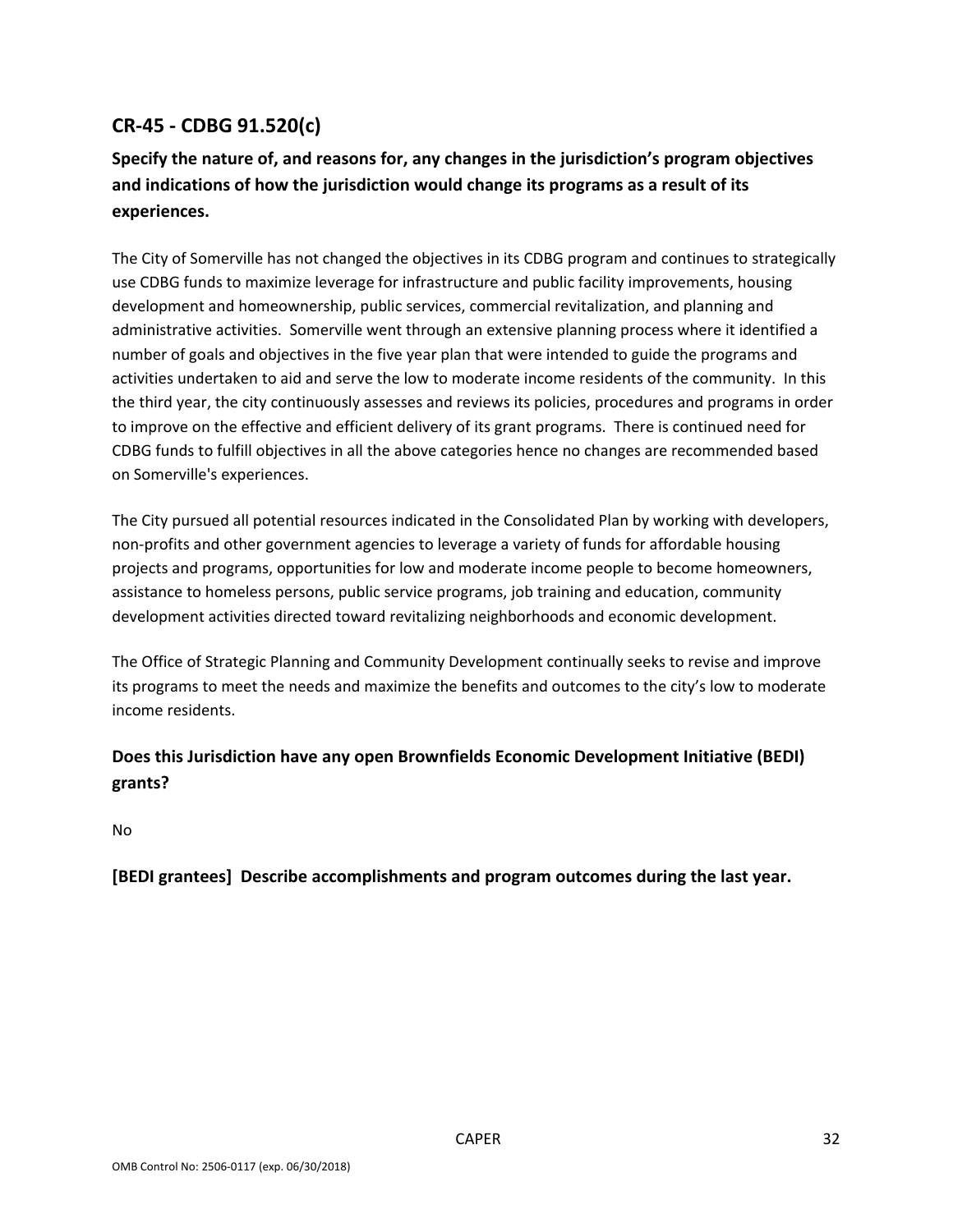## CR-45 - CDBG 91.520(c)

### Specify the nature of, and reasons for, any changes in the jurisdiction's program objectives and indications of how the jurisdiction would change its programs as a result of its experiences.

The City of Somerville has not changed the objectives in its CDBG program and continues to strategically use CDBG funds to maximize leverage for infrastructure and public facility improvements, housing development and homeownership, public services, commercial revitalization, and planning and administrative activities. Somerville went through an extensive planning process where it identified a number of goals and objectives in the five year plan that were intended to guide the programs and activities undertaken to aid and serve the low to moderate income residents of the community. In this the third year, the city continuously assesses and reviews its policies, procedures and programs in order to improve on the effective and efficient delivery of its grant programs. There is continued need for CDBG funds to fulfill objectives in all the above categories hence no changes are recommended based on Somerville's experiences.

The City pursued all potential resources indicated in the Consolidated Plan by working with developers, non-profits and other government agencies to leverage a variety of funds for affordable housing projects and programs, opportunities for low and moderate income people to become homeowners, assistance to homeless persons, public service programs, job training and education, community development activities directed toward revitalizing neighborhoods and economic development.

The Office of Strategic Planning and Community Development continually seeks to revise and improve its programs to meet the needs and maximize the benefits and outcomes to the city's low to moderate income residents.

### Does this Jurisdiction have any open Brownfields Economic Development Initiative (BEDI) grants?

No

### [BEDI grantees] Describe accomplishments and program outcomes during the last year.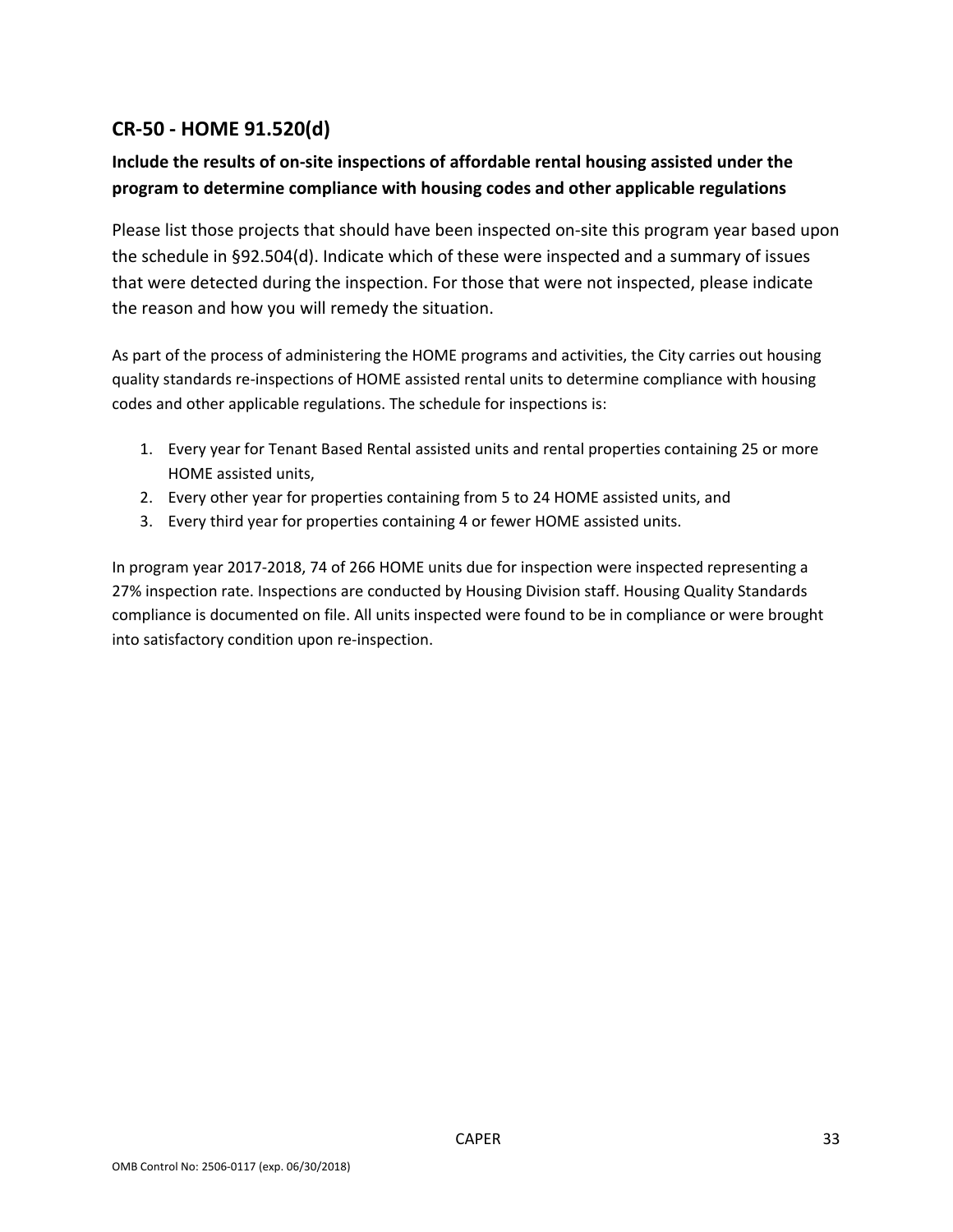## CR-50 - HOME 91.520(d)

### Include the results of on-site inspections of affordable rental housing assisted under the program to determine compliance with housing codes and other applicable regulations

Please list those projects that should have been inspected on-site this program year based upon the schedule in §92.504(d). Indicate which of these were inspected and a summary of issues that were detected during the inspection. For those that were not inspected, please indicate the reason and how you will remedy the situation.

As part of the process of administering the HOME programs and activities, the City carries out housing quality standards re-inspections of HOME assisted rental units to determine compliance with housing codes and other applicable regulations. The schedule for inspections is:

1. Every year for Tenant Based Rental assisted units and rental properties containing 25 or more HOME assisted units,
2. Every other year for properties containing from 5 to 24 HOME assisted units, and
3. Every third year for properties containing 4 or fewer HOME assisted units.

In program year 2017-2018, 74 of 266 HOME units due for inspection were inspected representing a 27% inspection rate. Inspections are conducted by Housing Division staff. Housing Quality Standards compliance is documented on file. All units inspected were found to be in compliance or were brought into satisfactory condition upon re-inspection.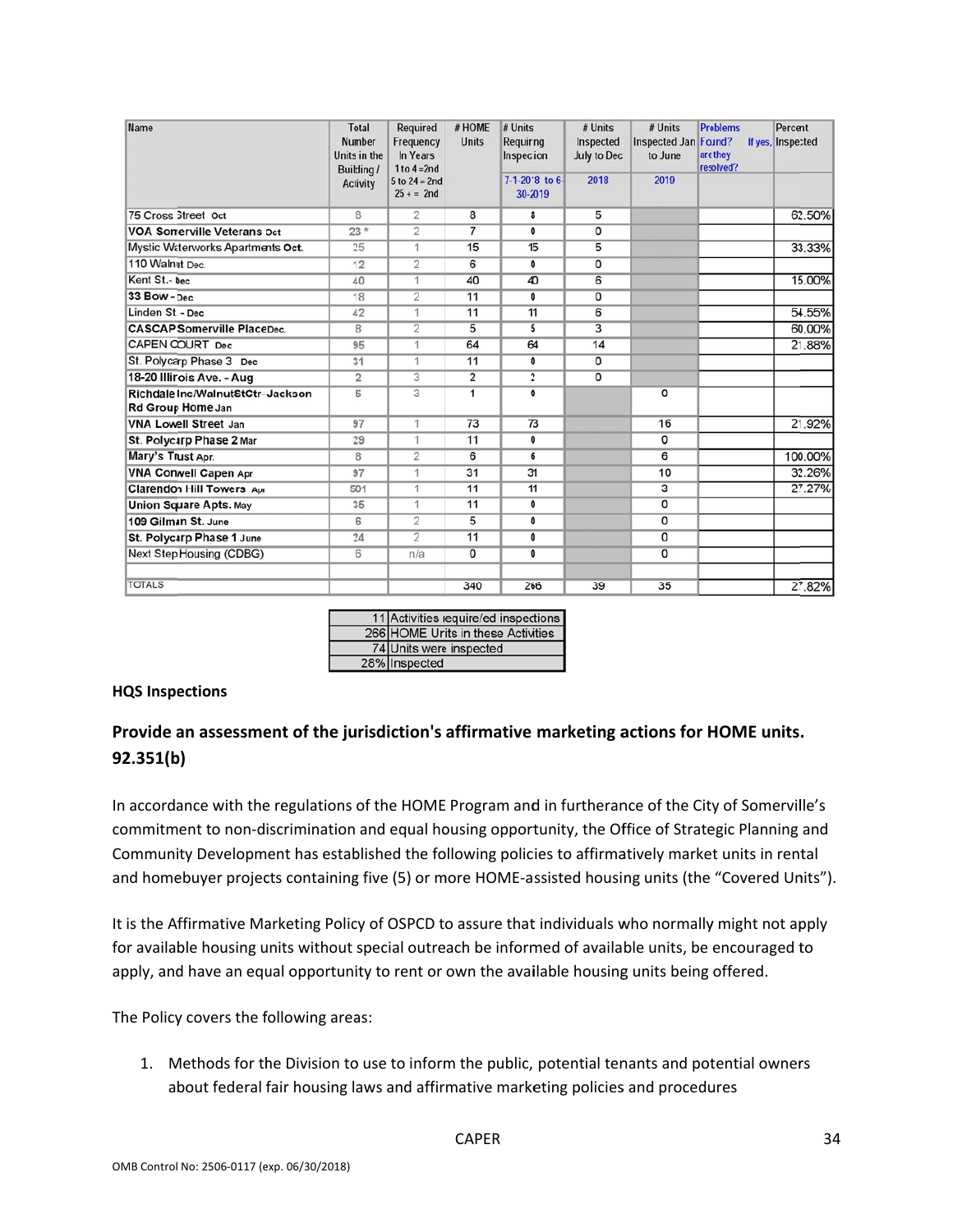| Name | Total Number Units in the Building / Activity | Required Frequency In Years 1 to 4 = 2nd 5 to 24 = 2nd 25 + = 2nd | # HOME Units | # Units Requirng Inspecion 7-1-2018 to 6-30-2019 | # Units Inspected July to Dec 2018 | # Units Inspected Jan to June 2019 | Problems Found? If yes, are they resolved? | Percent Inspected |
|---|---|---|---|---|---|---|---|---|
| 75 Cross Street Oct | 8 | 2 | 8 | 8 | 5 | | | 62.50% |
| VOA Somerville Veterans Oct | 23 * | 2 | 7 | 0 | 0 | | | |
| Mystic Waterworks Apartments Oct. | 25 | 1 | 15 | 15 | 5 | | | 33.33% |
| 110 Walnut Dec. | 12 | 2 | 6 | 0 | 0 | | | |
| Kent St.- Dec | 40 | 1 | 40 | 40 | 6 | | | 15.00% |
| 33 Bow - Dec | 18 | 2 | 11 | 0 | 0 | | | |
| Linden St - Dec | 42 | 1 | 11 | 11 | 6 | | | 54.55% |
| CASCAP Somerville Place Dec. | 8 | 2 | 5 | 5 | 3 | | | 60.00% |
| CAPEN COURT Dec | 95 | 1 | 64 | 64 | 14 | | | 21.88% |
| St. Polycarp Phase 3 Dec | 31 | 1 | 11 | 0 | 0 | | | |
| 18-20 Illinois Ave. - Aug | 2 | 3 | 2 | 2 | 0 | | | |
| Richdale Inc/WalnutStCtr-Jackson Rd Group Home Jan | 5 | 3 | 1 | 0 | | 0 | | |
| VNA Lowell Street Jan | 97 | 1 | 73 | 73 | | 16 | | 21.92% |
| St. Polycarp Phase 2 Mar | 29 | 1 | 11 | 0 | | 0 | | |
| Mary's Trust Apr. | 8 | 2 | 6 | 6 | | 6 | | 100.00% |
| VNA Conwell Capen Apr | 97 | 1 | 31 | 31 | | 10 | | 32.26% |
| Clarendon Hill Towers Apr | 501 | 1 | 11 | 11 | | 3 | | 27.27% |
| Union Square Apts. May | 35 | 1 | 11 | 0 | | 0 | | |
| 109 Gilman St. June | 6 | 2 | 5 | 0 | | 0 | | |
| St. Polycarp Phase 1 June | 24 | 2 | 11 | 0 | | 0 | | |
| Next Step Housing (CDBG) | 6 | n/a | 0 | 0 | | 0 | | |
| | | | | | | | | |
| TOTALS | | | 340 | 266 | 39 | 35 | | 27.82% |

| | |
|---|---|
| 11 | Activities require/ed inspections |
| 266 | HOME Units in these Activities |
| 74 | Units were inspected |
| 28% | Inspected |

**HQS Inspections**

## Provide an assessment of the jurisdiction's affirmative marketing actions for HOME units. 92.351(b)

In accordance with the regulations of the HOME Program and in furtherance of the City of Somerville's commitment to non-discrimination and equal housing opportunity, the Office of Strategic Planning and Community Development has established the following policies to affirmatively market units in rental and homebuyer projects containing five (5) or more HOME-assisted housing units (the "Covered Units").

It is the Affirmative Marketing Policy of OSPCD to assure that individuals who normally might not apply for available housing units without special outreach be informed of available units, be encouraged to apply, and have an equal opportunity to rent or own the available housing units being offered.

The Policy covers the following areas:

1. Methods for the Division to use to inform the public, potential tenants and potential owners about federal fair housing laws and affirmative marketing policies and procedures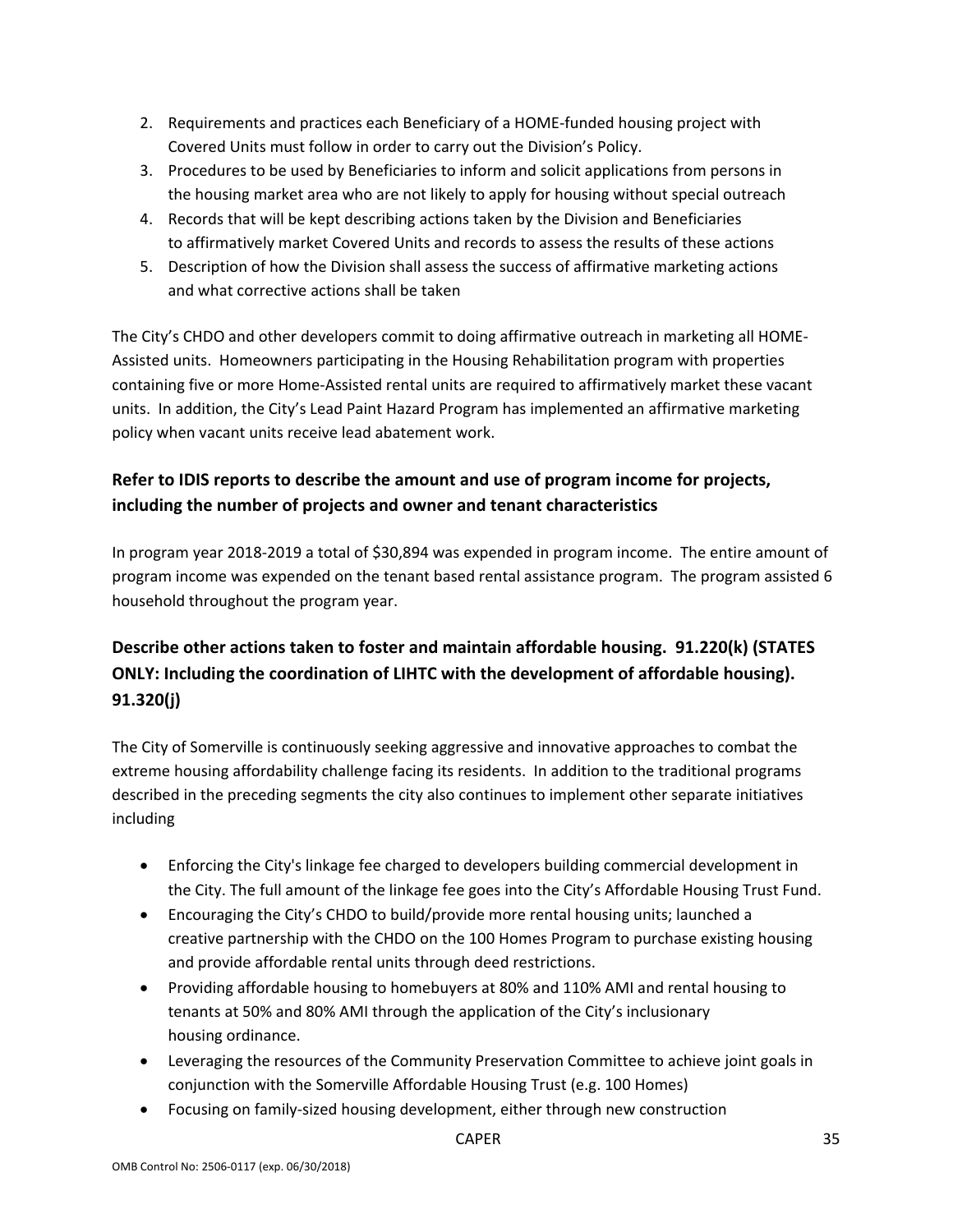2. Requirements and practices each Beneficiary of a HOME-funded housing project with Covered Units must follow in order to carry out the Division's Policy.
3. Procedures to be used by Beneficiaries to inform and solicit applications from persons in the housing market area who are not likely to apply for housing without special outreach
4. Records that will be kept describing actions taken by the Division and Beneficiaries to affirmatively market Covered Units and records to assess the results of these actions
5. Description of how the Division shall assess the success of affirmative marketing actions and what corrective actions shall be taken

The City's CHDO and other developers commit to doing affirmative outreach in marketing all HOME-Assisted units. Homeowners participating in the Housing Rehabilitation program with properties containing five or more Home-Assisted rental units are required to affirmatively market these vacant units. In addition, the City's Lead Paint Hazard Program has implemented an affirmative marketing policy when vacant units receive lead abatement work.

## Refer to IDIS reports to describe the amount and use of program income for projects, including the number of projects and owner and tenant characteristics

In program year 2018-2019 a total of $30,894 was expended in program income. The entire amount of program income was expended on the tenant based rental assistance program. The program assisted 6 household throughout the program year.

## Describe other actions taken to foster and maintain affordable housing. 91.220(k) (STATES ONLY: Including the coordination of LIHTC with the development of affordable housing). 91.320(j)

The City of Somerville is continuously seeking aggressive and innovative approaches to combat the extreme housing affordability challenge facing its residents. In addition to the traditional programs described in the preceding segments the city also continues to implement other separate initiatives including

- Enforcing the City's linkage fee charged to developers building commercial development in the City. The full amount of the linkage fee goes into the City's Affordable Housing Trust Fund.
- Encouraging the City's CHDO to build/provide more rental housing units; launched a creative partnership with the CHDO on the 100 Homes Program to purchase existing housing and provide affordable rental units through deed restrictions.
- Providing affordable housing to homebuyers at 80% and 110% AMI and rental housing to tenants at 50% and 80% AMI through the application of the City's inclusionary housing ordinance.
- Leveraging the resources of the Community Preservation Committee to achieve joint goals in conjunction with the Somerville Affordable Housing Trust (e.g. 100 Homes)
- Focusing on family-sized housing development, either through new construction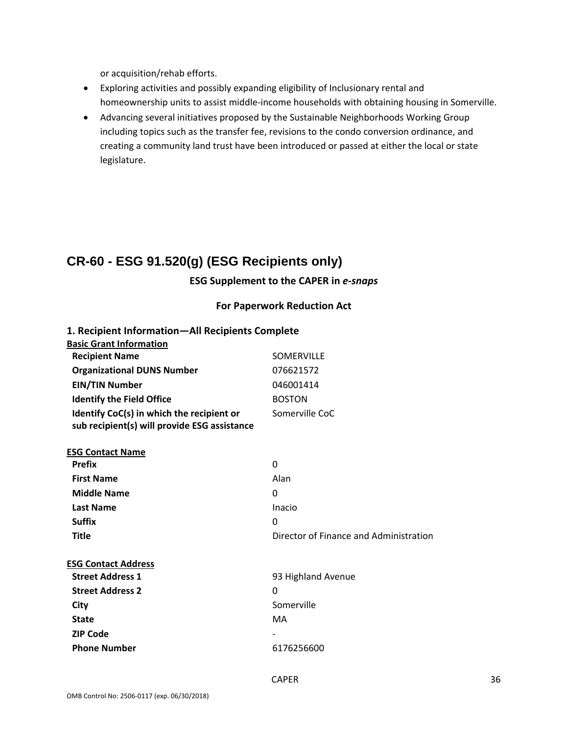or acquisition/rehab efforts.

- Exploring activities and possibly expanding eligibility of Inclusionary rental and homeownership units to assist middle-income households with obtaining housing in Somerville.
- Advancing several initiatives proposed by the Sustainable Neighborhoods Working Group including topics such as the transfer fee, revisions to the condo conversion ordinance, and creating a community land trust have been introduced or passed at either the local or state legislature.

## CR-60 - ESG 91.520(g) (ESG Recipients only)

**ESG Supplement to the CAPER in *e-snaps***

**For Paperwork Reduction Act**

### 1. Recipient Information—All Recipients Complete

**Basic Grant Information**

| | |
|---|---|
| **Recipient Name** | SOMERVILLE |
| **Organizational DUNS Number** | 076621572 |
| **EIN/TIN Number** | 046001414 |
| **Identify the Field Office** | BOSTON |
| **Identify CoC(s) in which the recipient or sub recipient(s) will provide ESG assistance** | Somerville CoC |

**ESG Contact Name**

| | |
|---|---|
| **Prefix** | 0 |
| **First Name** | Alan |
| **Middle Name** | 0 |
| **Last Name** | Inacio |
| **Suffix** | 0 |
| **Title** | Director of Finance and Administration |

**ESG Contact Address**

| | |
|---|---|
| **Street Address 1** | 93 Highland Avenue |
| **Street Address 2** | 0 |
| **City** | Somerville |
| **State** | MA |
| **ZIP Code** | - |
| **Phone Number** | 6176256600 |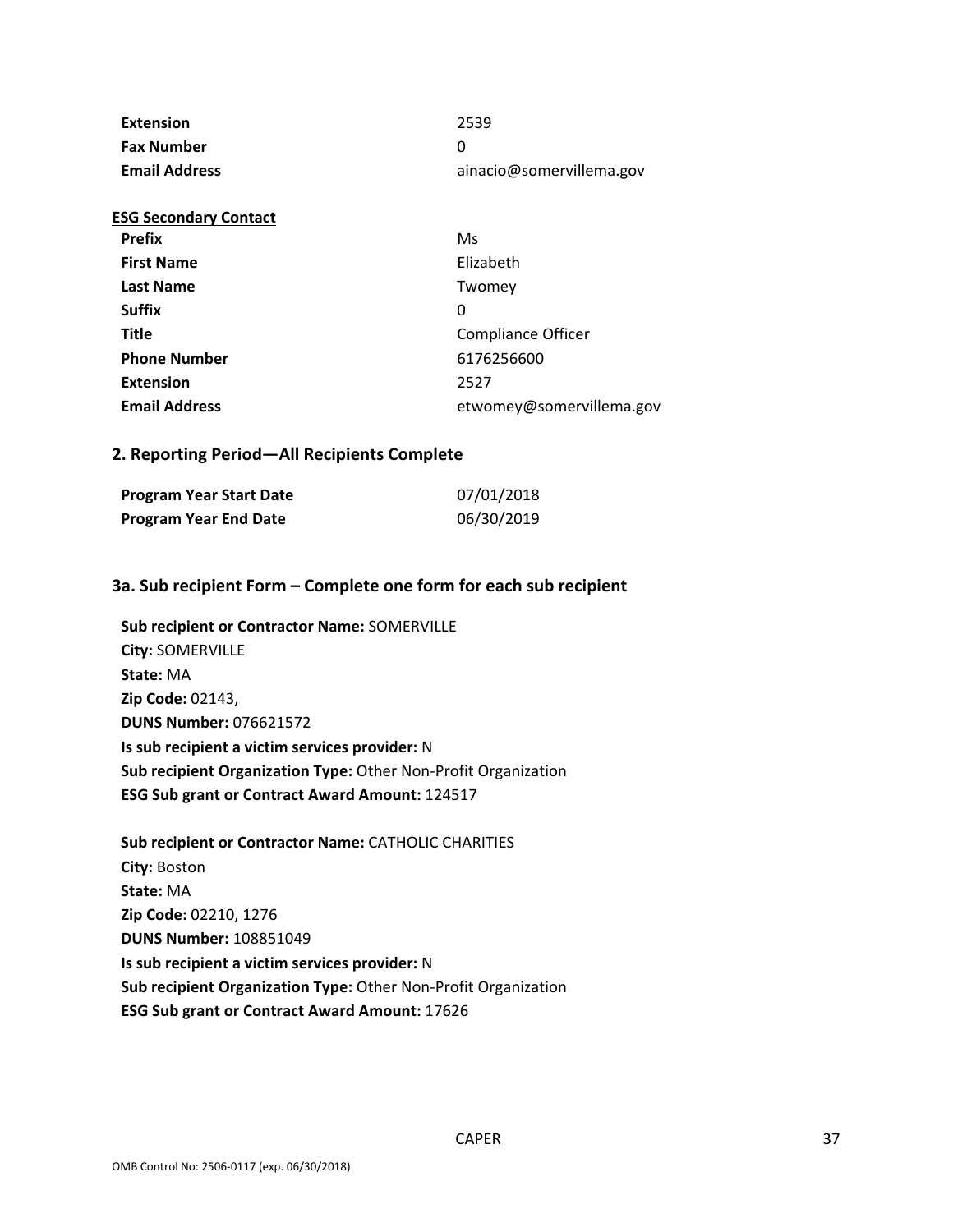| | |
|---|---|
| **Extension** | 2539 |
| **Fax Number** | 0 |
| **Email Address** | ainacio@somervillema.gov |

**ESG Secondary Contact**

| | |
|---|---|
| **Prefix** | Ms |
| **First Name** | Elizabeth |
| **Last Name** | Twomey |
| **Suffix** | 0 |
| **Title** | Compliance Officer |
| **Phone Number** | 6176256600 |
| **Extension** | 2527 |
| **Email Address** | etwomey@somervillema.gov |

## 2. Reporting Period—All Recipients Complete

| | |
|---|---|
| **Program Year Start Date** | 07/01/2018 |
| **Program Year End Date** | 06/30/2019 |

## 3a. Sub recipient Form – Complete one form for each sub recipient

**Sub recipient or Contractor Name:** SOMERVILLE
**City:** SOMERVILLE
**State:** MA
**Zip Code:** 02143,
**DUNS Number:** 076621572
**Is sub recipient a victim services provider:** N
**Sub recipient Organization Type:** Other Non-Profit Organization
**ESG Sub grant or Contract Award Amount:** 124517

**Sub recipient or Contractor Name:** CATHOLIC CHARITIES
**City:** Boston
**State:** MA
**Zip Code:** 02210, 1276
**DUNS Number:** 108851049
**Is sub recipient a victim services provider:** N
**Sub recipient Organization Type:** Other Non-Profit Organization
**ESG Sub grant or Contract Award Amount:** 17626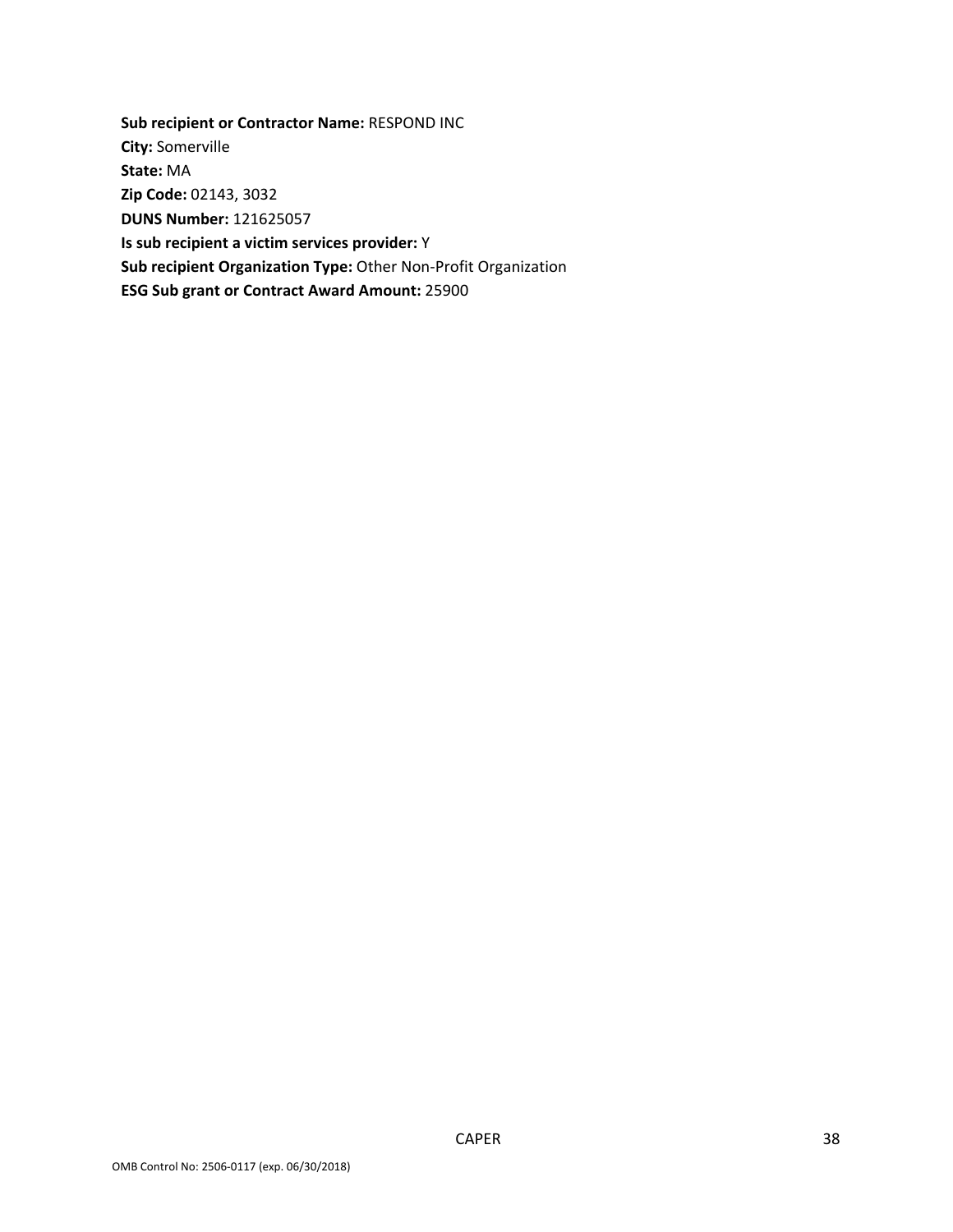**Sub recipient or Contractor Name:** RESPOND INC
**City:** Somerville
**State:** MA
**Zip Code:** 02143, 3032
**DUNS Number:** 121625057
**Is sub recipient a victim services provider:** Y
**Sub recipient Organization Type:** Other Non-Profit Organization
**ESG Sub grant or Contract Award Amount:** 25900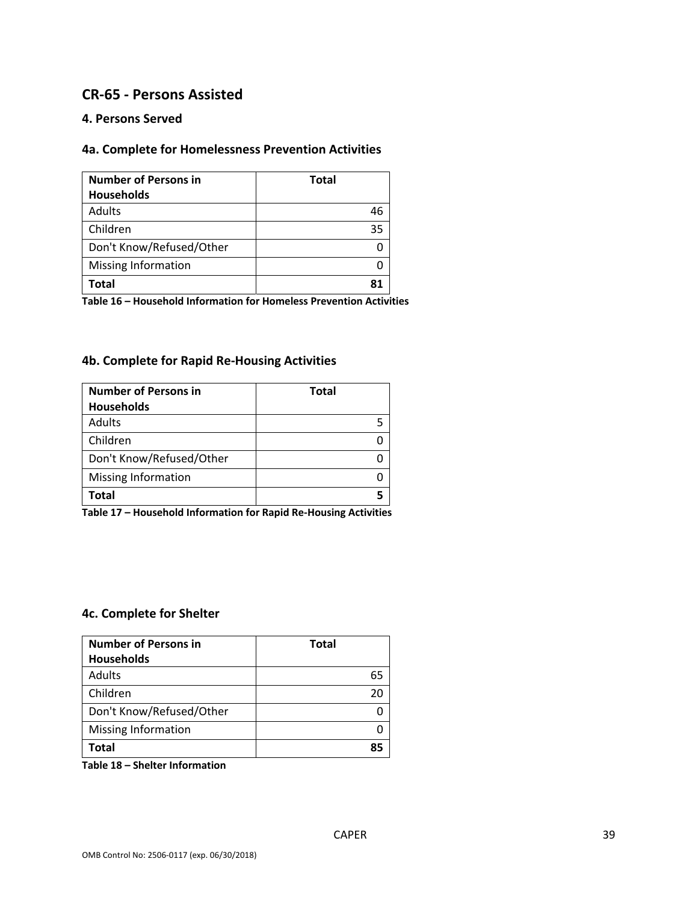## CR-65 - Persons Assisted

### 4. Persons Served

### 4a. Complete for Homelessness Prevention Activities

| Number of Persons in Households | Total |
|---|---|
| Adults | 46 |
| Children | 35 |
| Don't Know/Refused/Other | 0 |
| Missing Information | 0 |
| **Total** | **81** |

**Table 16 – Household Information for Homeless Prevention Activities**

### 4b. Complete for Rapid Re-Housing Activities

| Number of Persons in Households | Total |
|---|---|
| Adults | 5 |
| Children | 0 |
| Don't Know/Refused/Other | 0 |
| Missing Information | 0 |
| **Total** | **5** |

**Table 17 – Household Information for Rapid Re-Housing Activities**

### 4c. Complete for Shelter

| Number of Persons in Households | Total |
|---|---|
| Adults | 65 |
| Children | 20 |
| Don't Know/Refused/Other | 0 |
| Missing Information | 0 |
| **Total** | **85** |

**Table 18 – Shelter Information**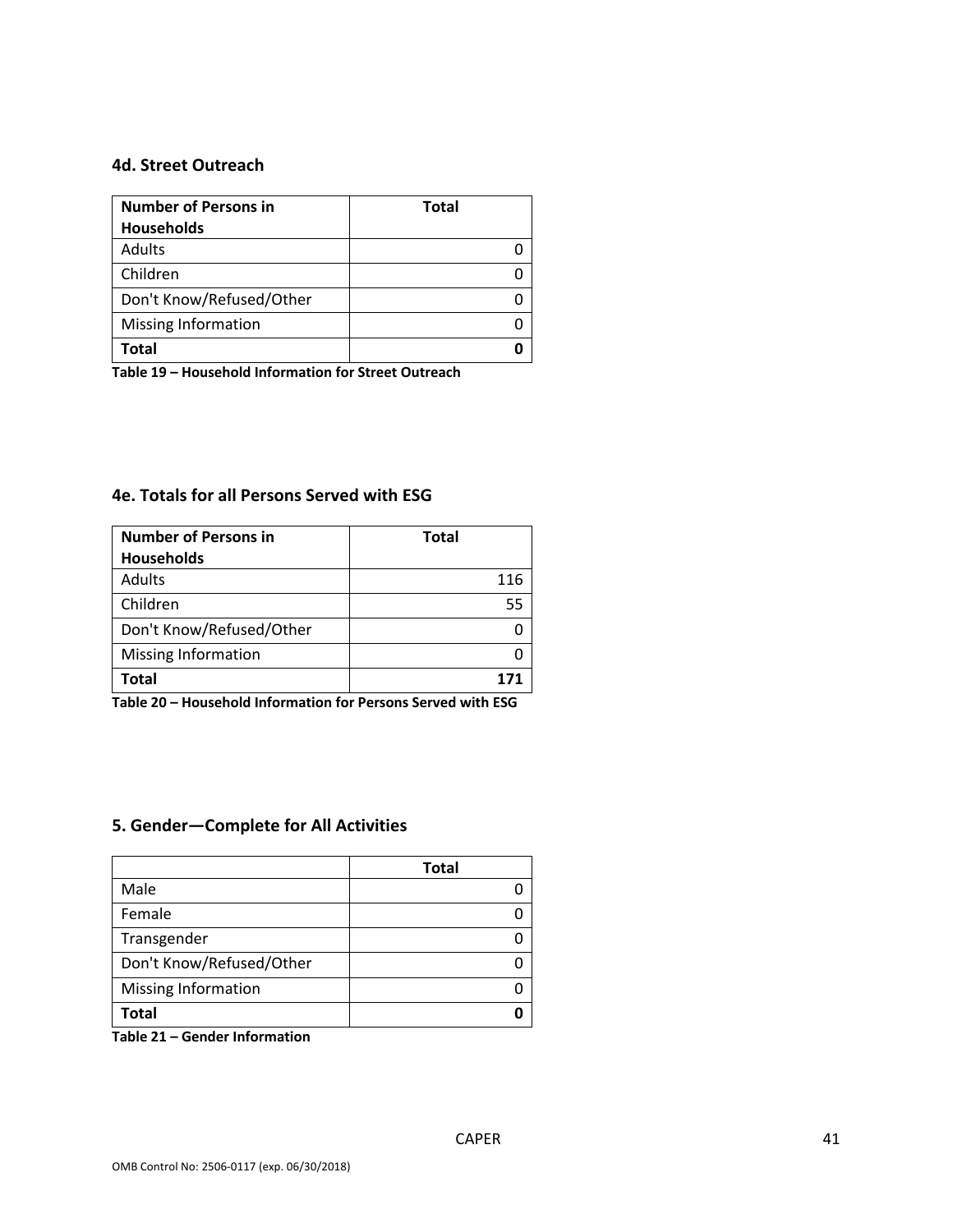## 4d. Street Outreach

| Number of Persons in Households | Total |
|---|---|
| Adults | 0 |
| Children | 0 |
| Don't Know/Refused/Other | 0 |
| Missing Information | 0 |
| **Total** | **0** |

**Table 19 – Household Information for Street Outreach**

## 4e. Totals for all Persons Served with ESG

| Number of Persons in Households | Total |
|---|---|
| Adults | 116 |
| Children | 55 |
| Don't Know/Refused/Other | 0 |
| Missing Information | 0 |
| **Total** | **171** |

**Table 20 – Household Information for Persons Served with ESG**

## 5. Gender—Complete for All Activities

| | Total |
|---|---|
| Male | 0 |
| Female | 0 |
| Transgender | 0 |
| Don't Know/Refused/Other | 0 |
| Missing Information | 0 |
| **Total** | **0** |

**Table 21 – Gender Information**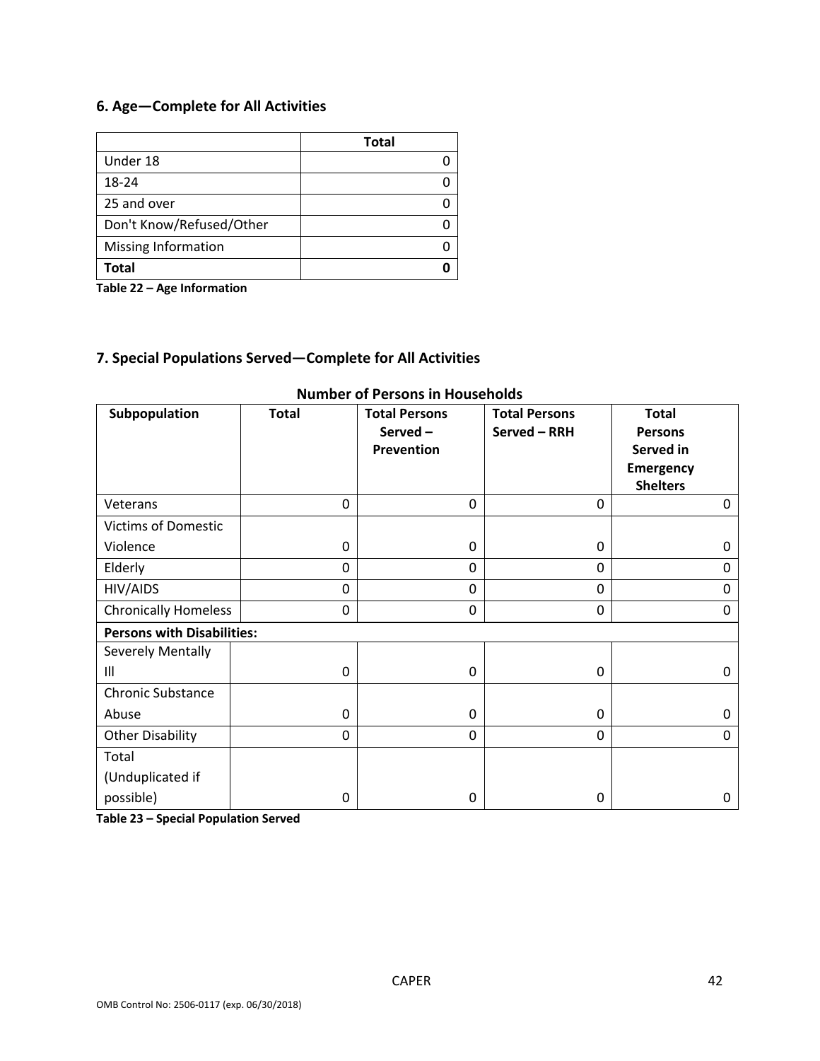## 6. Age—Complete for All Activities

| | Total |
|---|---|
| Under 18 | 0 |
| 18-24 | 0 |
| 25 and over | 0 |
| Don't Know/Refused/Other | 0 |
| Missing Information | 0 |
| **Total** | **0** |

**Table 22 – Age Information**

## 7. Special Populations Served—Complete for All Activities

**Number of Persons in Households**

| Subpopulation | Total | Total Persons Served – Prevention | Total Persons Served – RRH | Total Persons Served in Emergency Shelters |
|---|---|---|---|---|
| Veterans | 0 | 0 | 0 | 0 |
| Victims of Domestic Violence | 0 | 0 | 0 | 0 |
| Elderly | 0 | 0 | 0 | 0 |
| HIV/AIDS | 0 | 0 | 0 | 0 |
| Chronically Homeless | 0 | 0 | 0 | 0 |
| **Persons with Disabilities:** | | | | |
| Severely Mentally Ill | 0 | 0 | 0 | 0 |
| Chronic Substance Abuse | 0 | 0 | 0 | 0 |
| Other Disability | 0 | 0 | 0 | 0 |
| Total (Unduplicated if possible) | 0 | 0 | 0 | 0 |

**Table 23 – Special Population Served**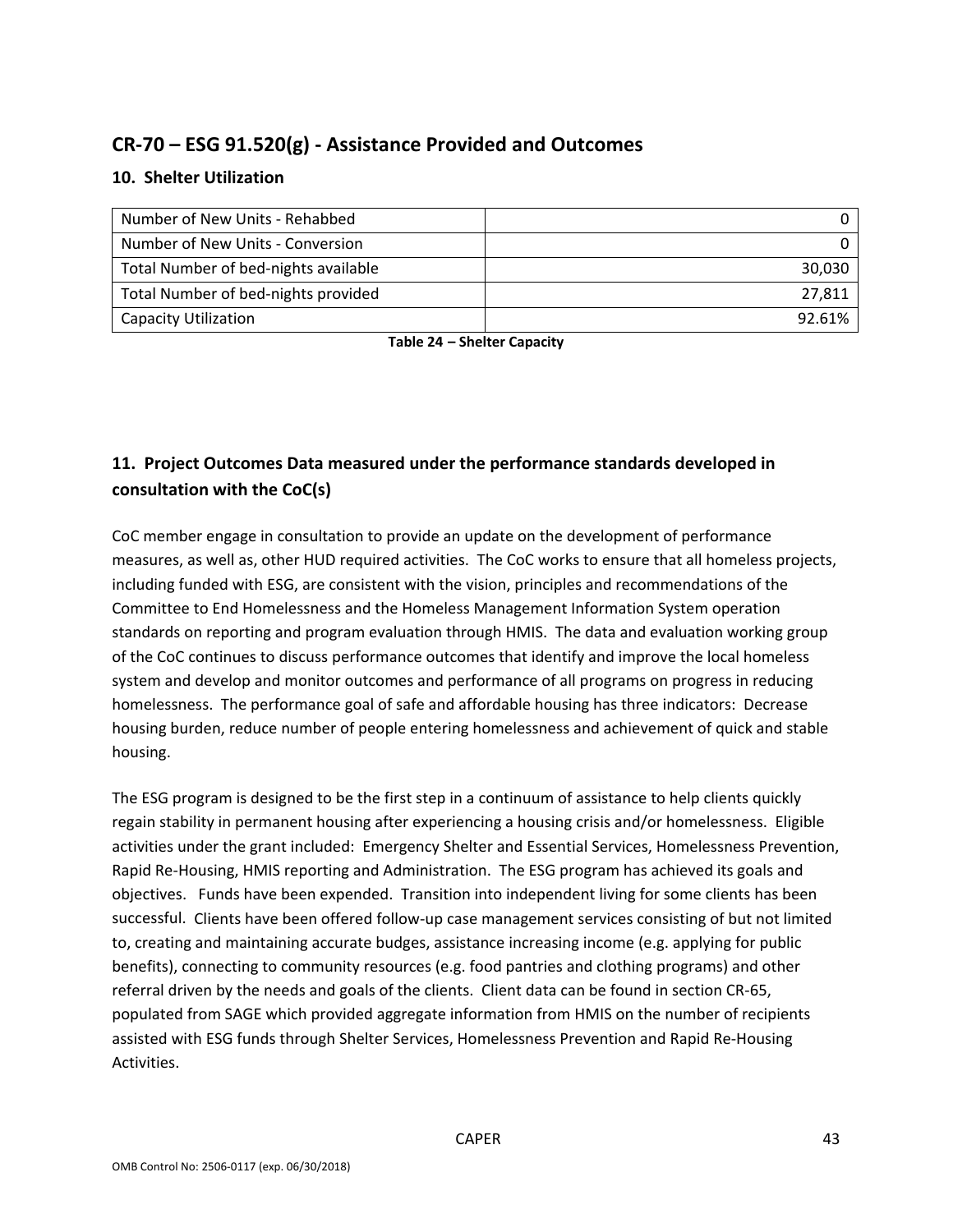## CR-70 – ESG 91.520(g) - Assistance Provided and Outcomes

### 10. Shelter Utilization

| | |
|---|---|
| Number of New Units - Rehabbed | 0 |
| Number of New Units - Conversion | 0 |
| Total Number of bed-nights available | 30,030 |
| Total Number of bed-nights provided | 27,811 |
| Capacity Utilization | 92.61% |

**Table 24 – Shelter Capacity**

### 11. Project Outcomes Data measured under the performance standards developed in consultation with the CoC(s)

CoC member engage in consultation to provide an update on the development of performance measures, as well as, other HUD required activities. The CoC works to ensure that all homeless projects, including funded with ESG, are consistent with the vision, principles and recommendations of the Committee to End Homelessness and the Homeless Management Information System operation standards on reporting and program evaluation through HMIS. The data and evaluation working group of the CoC continues to discuss performance outcomes that identify and improve the local homeless system and develop and monitor outcomes and performance of all programs on progress in reducing homelessness. The performance goal of safe and affordable housing has three indicators: Decrease housing burden, reduce number of people entering homelessness and achievement of quick and stable housing.

The ESG program is designed to be the first step in a continuum of assistance to help clients quickly regain stability in permanent housing after experiencing a housing crisis and/or homelessness. Eligible activities under the grant included: Emergency Shelter and Essential Services, Homelessness Prevention, Rapid Re-Housing, HMIS reporting and Administration. The ESG program has achieved its goals and objectives. Funds have been expended. Transition into independent living for some clients has been successful. Clients have been offered follow-up case management services consisting of but not limited to, creating and maintaining accurate budges, assistance increasing income (e.g. applying for public benefits), connecting to community resources (e.g. food pantries and clothing programs) and other referral driven by the needs and goals of the clients. Client data can be found in section CR-65, populated from SAGE which provided aggregate information from HMIS on the number of recipients assisted with ESG funds through Shelter Services, Homelessness Prevention and Rapid Re-Housing Activities.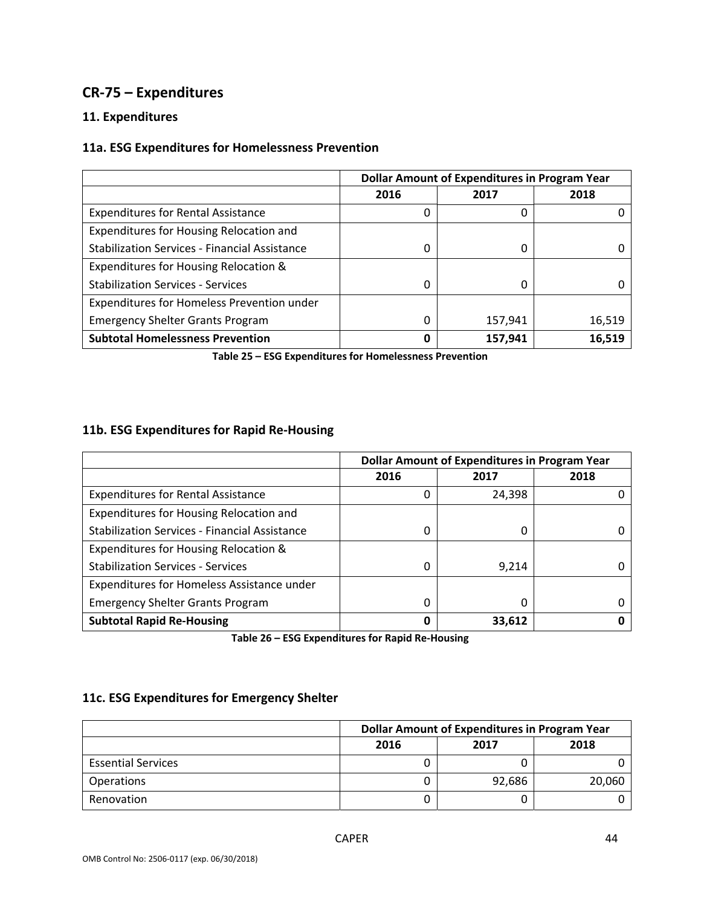## CR-75 – Expenditures

### 11. Expenditures

### 11a. ESG Expenditures for Homelessness Prevention

| | Dollar Amount of Expenditures in Program Year | | |
|---|---|---|---|
| | 2016 | 2017 | 2018 |
| Expenditures for Rental Assistance | 0 | 0 | 0 |
| Expenditures for Housing Relocation and Stabilization Services - Financial Assistance | 0 | 0 | 0 |
| Expenditures for Housing Relocation & Stabilization Services - Services | 0 | 0 | 0 |
| Expenditures for Homeless Prevention under Emergency Shelter Grants Program | 0 | 157,941 | 16,519 |
| **Subtotal Homelessness Prevention** | **0** | **157,941** | **16,519** |

**Table 25 – ESG Expenditures for Homelessness Prevention**

### 11b. ESG Expenditures for Rapid Re-Housing

| | Dollar Amount of Expenditures in Program Year | | |
|---|---|---|---|
| | 2016 | 2017 | 2018 |
| Expenditures for Rental Assistance | 0 | 24,398 | 0 |
| Expenditures for Housing Relocation and Stabilization Services - Financial Assistance | 0 | 0 | 0 |
| Expenditures for Housing Relocation & Stabilization Services - Services | 0 | 9,214 | 0 |
| Expenditures for Homeless Assistance under Emergency Shelter Grants Program | 0 | 0 | 0 |
| **Subtotal Rapid Re-Housing** | **0** | **33,612** | **0** |

**Table 26 – ESG Expenditures for Rapid Re-Housing**

### 11c. ESG Expenditures for Emergency Shelter

| | Dollar Amount of Expenditures in Program Year | | |
|---|---|---|---|
| | 2016 | 2017 | 2018 |
| Essential Services | 0 | 0 | 0 |
| Operations | 0 | 92,686 | 20,060 |
| Renovation | 0 | 0 | 0 |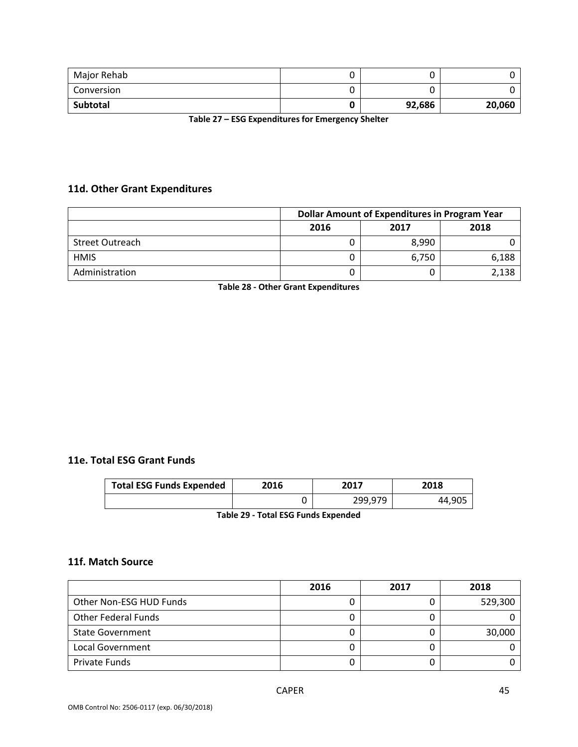| | | | |
|---|---|---|---|
| Major Rehab | 0 | 0 | 0 |
| Conversion | 0 | 0 | 0 |
| **Subtotal** | **0** | **92,686** | **20,060** |

**Table 27 – ESG Expenditures for Emergency Shelter**

### 11d. Other Grant Expenditures

| | Dollar Amount of Expenditures in Program Year | | |
|---|---|---|---|
| | **2016** | **2017** | **2018** |
| Street Outreach | 0 | 8,990 | 0 |
| HMIS | 0 | 6,750 | 6,188 |
| Administration | 0 | 0 | 2,138 |

**Table 28 - Other Grant Expenditures**

### 11e. Total ESG Grant Funds

| Total ESG Funds Expended | 2016 | 2017 | 2018 |
|---|---|---|---|
| | 0 | 299,979 | 44,905 |

**Table 29 - Total ESG Funds Expended**

### 11f. Match Source

| | 2016 | 2017 | 2018 |
|---|---|---|---|
| Other Non-ESG HUD Funds | 0 | 0 | 529,300 |
| Other Federal Funds | 0 | 0 | 0 |
| State Government | 0 | 0 | 30,000 |
| Local Government | 0 | 0 | 0 |
| Private Funds | 0 | 0 | 0 |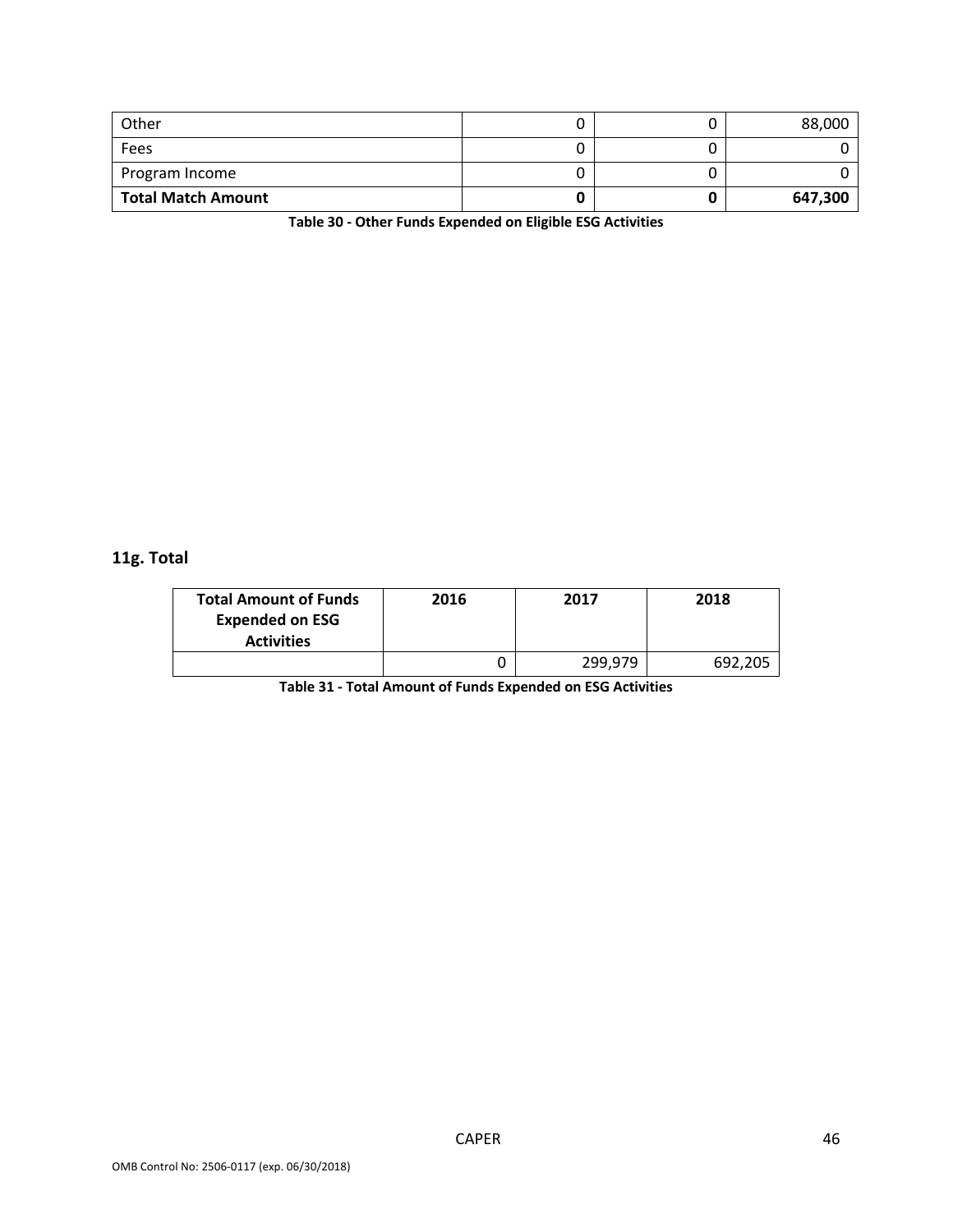| | | | |
|---|---|---|---|
| Other | 0 | 0 | 88,000 |
| Fees | 0 | 0 | 0 |
| Program Income | 0 | 0 | 0 |
| **Total Match Amount** | **0** | **0** | **647,300** |

**Table 30 - Other Funds Expended on Eligible ESG Activities**

## 11g. Total

| Total Amount of Funds Expended on ESG Activities | 2016 | 2017 | 2018 |
|---|---|---|---|
| | 0 | 299,979 | 692,205 |

**Table 31 - Total Amount of Funds Expended on ESG Activities**